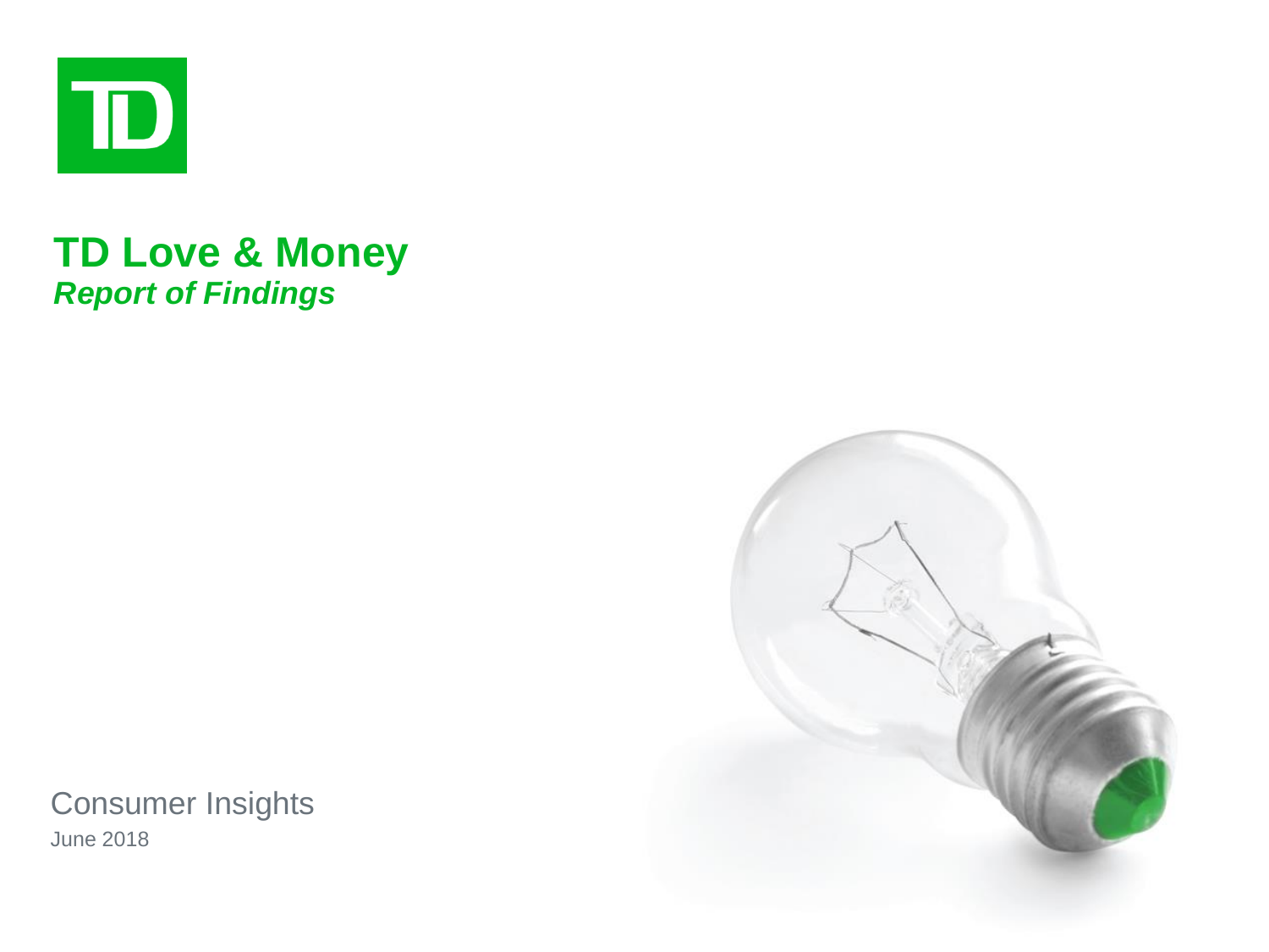# TD Love & Money

***Report of Findings***

Consumer Insights

June 2018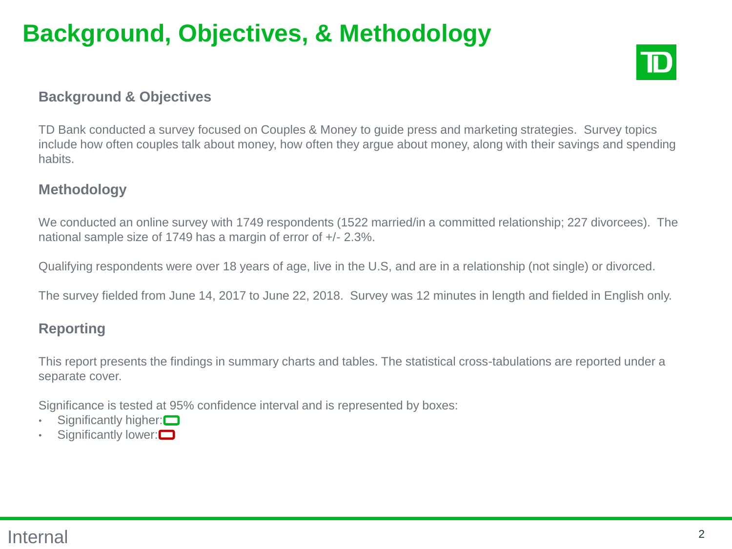# Background, Objectives, & Methodology

## Background & Objectives

TD Bank conducted a survey focused on Couples & Money to guide press and marketing strategies. Survey topics include how often couples talk about money, how often they argue about money, along with their savings and spending habits.

## Methodology

We conducted an online survey with 1749 respondents (1522 married/in a committed relationship; 227 divorcees). The national sample size of 1749 has a margin of error of +/- 2.3%.

Qualifying respondents were over 18 years of age, live in the U.S, and are in a relationship (not single) or divorced.

The survey fielded from June 14, 2017 to June 22, 2018. Survey was 12 minutes in length and fielded in English only.

## Reporting

This report presents the findings in summary charts and tables. The statistical cross-tabulations are reported under a separate cover.

Significance is tested at 95% confidence interval and is represented by boxes:

- Significantly higher:
- Significantly lower:

Internal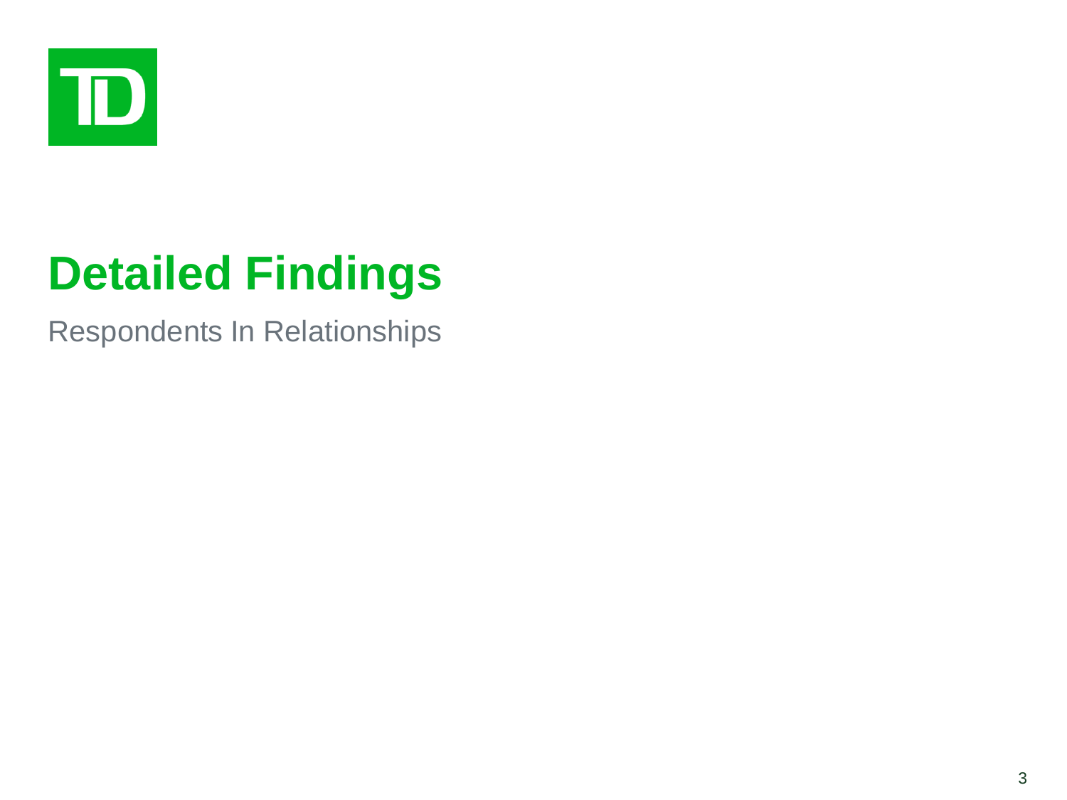# Detailed Findings

Respondents In Relationships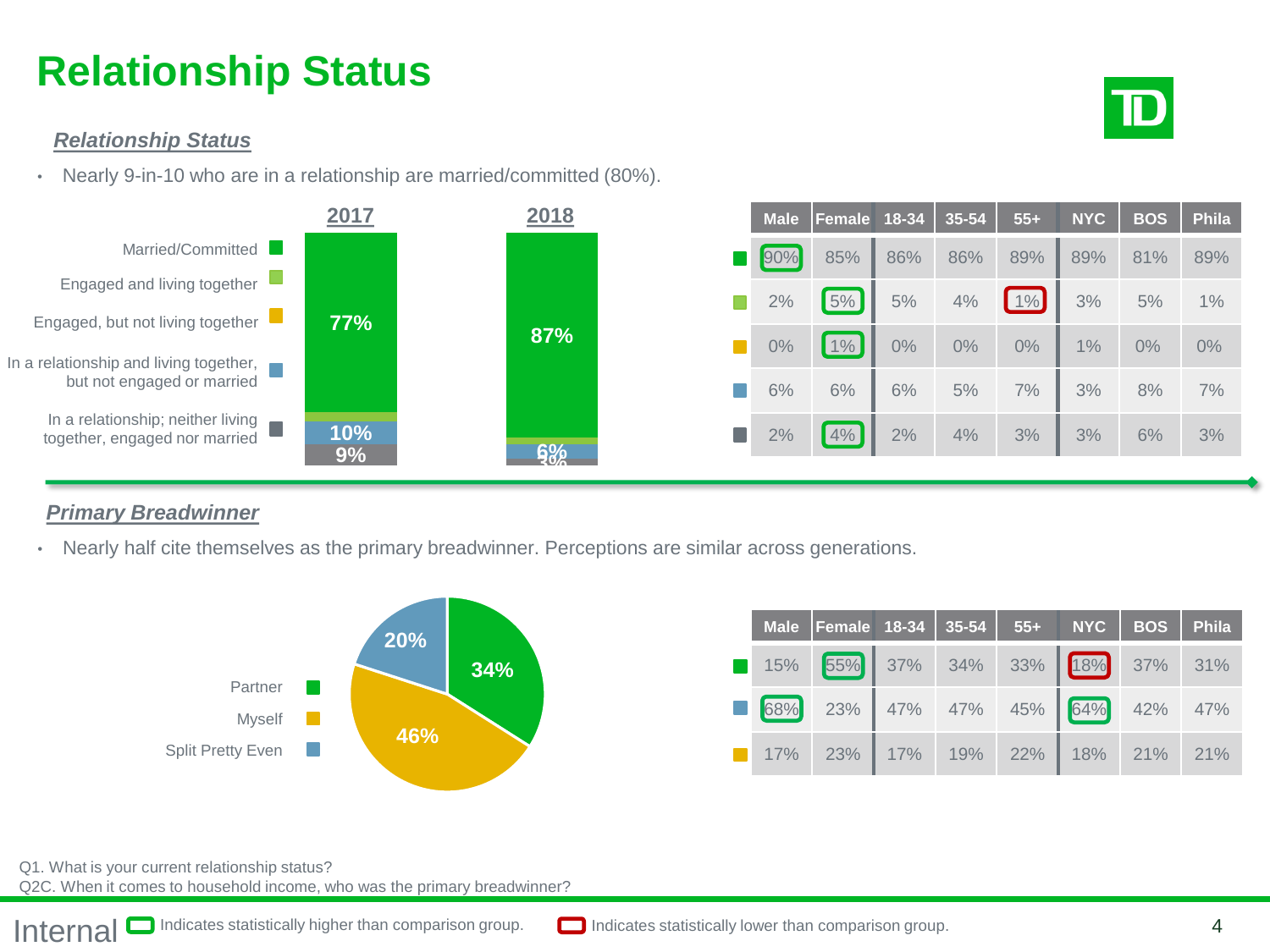# Relationship Status

## *Relationship Status*

- Nearly 9-in-10 who are in a relationship are married/committed (80%).

2017
2018

Married/Committed
Engaged and living together
Engaged, but not living together
In a relationship and living together, but not engaged or married
In a relationship; neither living together, engaged nor married

77%
10%
9%

87%
6%
3%

| | Male | Female | 18-34 | 35-54 | 55+ | NYC | BOS | Phila |
|---|---|---|---|---|---|---|---|---|
| Married/Committed | 90% | 85% | 86% | 86% | 89% | 89% | 81% | 89% |
| Engaged and living together | 2% | 5% | 5% | 4% | 1% | 3% | 5% | 1% |
| Engaged, but not living together | 0% | 1% | 0% | 0% | 0% | 1% | 0% | 0% |
| In a relationship and living together, but not engaged or married | 6% | 6% | 6% | 5% | 7% | 3% | 8% | 7% |
| In a relationship; neither living together, engaged nor married | 2% | 4% | 2% | 4% | 3% | 3% | 6% | 3% |

## *Primary Breadwinner*

- Nearly half cite themselves as the primary breadwinner. Perceptions are similar across generations.

Partner
Myself
Split Pretty Even

34%
46%
20%

| | Male | Female | 18-34 | 35-54 | 55+ | NYC | BOS | Phila |
|---|---|---|---|---|---|---|---|---|
| Partner | 15% | 55% | 37% | 34% | 33% | 18% | 37% | 31% |
| Split Pretty Even | 68% | 23% | 47% | 47% | 45% | 64% | 42% | 47% |
| Myself | 17% | 23% | 17% | 19% | 22% | 18% | 21% | 21% |

Q1. What is your current relationship status?
Q2C. When it comes to household income, who was the primary breadwinner?

Internal — Indicates statistically higher than comparison group. Indicates statistically lower than comparison group.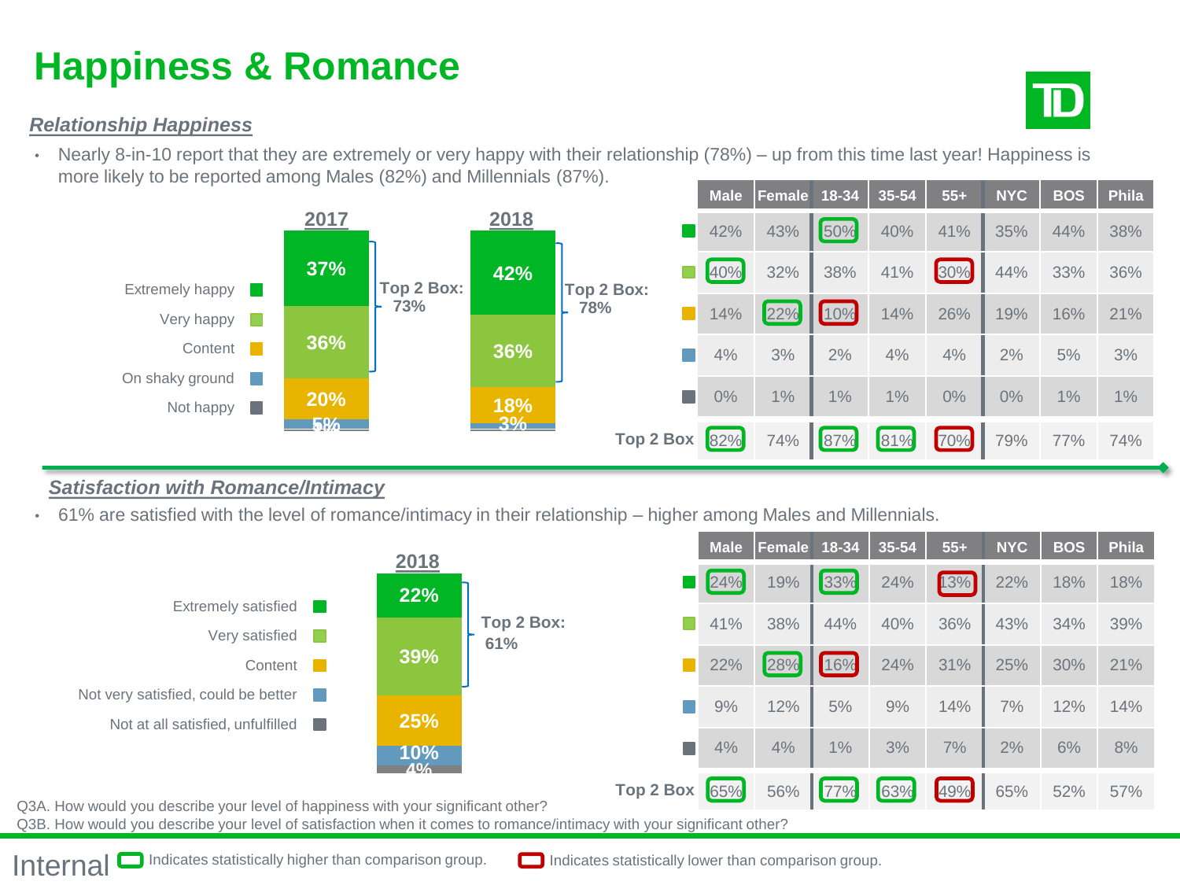# Happiness & Romance

## *Relationship Happiness*

- Nearly 8-in-10 report that they are extremely or very happy with their relationship (78%) – up from this time last year! Happiness is more likely to be reported among Males (82%) and Millennials (87%).

2017
37%
36%
20%
5%
Top 2 Box: 73%

2018
42%
36%
18%
3%
Top 2 Box: 78%

Extremely happy
Very happy
Content
On shaky ground
Not happy

| | Male | Female | 18-34 | 35-54 | 55+ | NYC | BOS | Phila |
|---|---|---|---|---|---|---|---|---|
| Extremely happy | 42% | 43% | 50% | 40% | 41% | 35% | 44% | 38% |
| Very happy | 40% | 32% | 38% | 41% | 30% | 44% | 33% | 36% |
| Content | 14% | 22% | 10% | 14% | 26% | 19% | 16% | 21% |
| On shaky ground | 4% | 3% | 2% | 4% | 4% | 2% | 5% | 3% |
| Not happy | 0% | 1% | 1% | 1% | 0% | 0% | 1% | 1% |
| Top 2 Box | 82% | 74% | 87% | 81% | 70% | 79% | 77% | 74% |

## *Satisfaction with Romance/Intimacy*

- 61% are satisfied with the level of romance/intimacy in their relationship – higher among Males and Millennials.

2018
22%
39%
25%
10%
4%
Top 2 Box: 61%

Extremely satisfied
Very satisfied
Content
Not very satisfied, could be better
Not at all satisfied, unfulfilled

| | Male | Female | 18-34 | 35-54 | 55+ | NYC | BOS | Phila |
|---|---|---|---|---|---|---|---|---|
| Extremely satisfied | 24% | 19% | 33% | 24% | 13% | 22% | 18% | 18% |
| Very satisfied | 41% | 38% | 44% | 40% | 36% | 43% | 34% | 39% |
| Content | 22% | 28% | 16% | 24% | 31% | 25% | 30% | 21% |
| Not very satisfied, could be better | 9% | 12% | 5% | 9% | 14% | 7% | 12% | 14% |
| Not at all satisfied, unfulfilled | 4% | 4% | 1% | 3% | 7% | 2% | 6% | 8% |
| Top 2 Box | 65% | 56% | 77% | 63% | 49% | 65% | 52% | 57% |

Q3A. How would you describe your level of happiness with your significant other?
Q3B. How would you describe your level of satisfaction when it comes to romance/intimacy with your significant other?

Internal — Green box: Indicates statistically higher than comparison group. Red box: Indicates statistically lower than comparison group.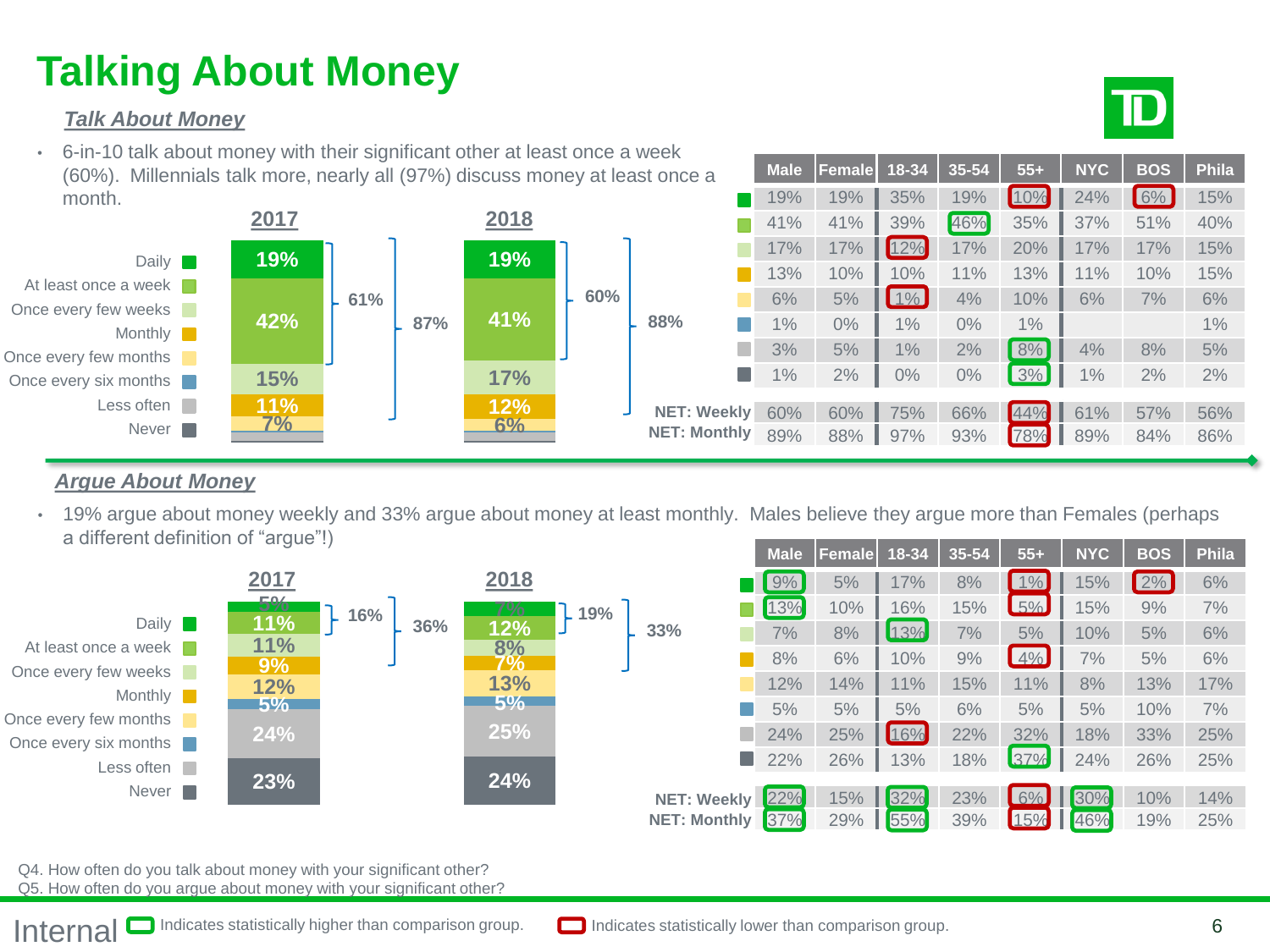# Talking About Money

## *Talk About Money*

- 6-in-10 talk about money with their significant other at least once a week (60%). Millennials talk more, nearly all (97%) discuss money at least once a month.

2017 | 2018

Daily
At least once a week
Once every few weeks
Monthly
Once every few months
Once every six months
Less often
Never

2017: 19%, 42%, 15%, 11%, 7% — 61% — 87%

2018: 19%, 41%, 17%, 12%, 6% — 60% — 88%

| | Male | Female | 18-34 | 35-54 | 55+ | NYC | BOS | Phila |
|---|---|---|---|---|---|---|---|---|
| Daily | 19% | 19% | 35% | 19% | 10% | 24% | 6% | 15% |
| At least once a week | 41% | 41% | 39% | 46% | 35% | 37% | 51% | 40% |
| Once every few weeks | 17% | 17% | 12% | 17% | 20% | 17% | 17% | 15% |
| Monthly | 13% | 10% | 10% | 11% | 13% | 11% | 10% | 15% |
| Once every few months | 6% | 5% | 1% | 4% | 10% | 6% | 7% | 6% |
| Once every six months | 1% | 0% | 1% | 0% | 1% | | | 1% |
| Less often | 3% | 5% | 1% | 2% | 8% | 4% | 8% | 5% |
| Never | 1% | 2% | 0% | 0% | 3% | 1% | 2% | 2% |
| NET: Weekly | 60% | 60% | 75% | 66% | 44% | 61% | 57% | 56% |
| NET: Monthly | 89% | 88% | 97% | 93% | 78% | 89% | 84% | 86% |

## *Argue About Money*

- 19% argue about money weekly and 33% argue about money at least monthly. Males believe they argue more than Females (perhaps a different definition of “argue”!)

2017 | 2018

Daily
At least once a week
Once every few weeks
Monthly
Once every few months
Once every six months
Less often
Never

2017: 5%, 11%, 11%, 9%, 12%, 5%, 24%, 23% — 16% — 36%

2018: 7%, 12%, 8%, 7%, 13%, 5%, 25%, 24% — 19% — 33%

| | Male | Female | 18-34 | 35-54 | 55+ | NYC | BOS | Phila |
|---|---|---|---|---|---|---|---|---|
| Daily | 9% | 5% | 17% | 8% | 1% | 15% | 2% | 6% |
| At least once a week | 13% | 10% | 16% | 15% | 5% | 15% | 9% | 7% |
| Once every few weeks | 7% | 8% | 13% | 7% | 5% | 10% | 5% | 6% |
| Monthly | 8% | 6% | 10% | 9% | 4% | 7% | 5% | 6% |
| Once every few months | 12% | 14% | 11% | 15% | 11% | 8% | 13% | 17% |
| Once every six months | 5% | 5% | 5% | 6% | 5% | 5% | 10% | 7% |
| Less often | 24% | 25% | 16% | 22% | 32% | 18% | 33% | 25% |
| Never | 22% | 26% | 13% | 18% | 37% | 24% | 26% | 25% |
| NET: Weekly | 22% | 15% | 32% | 23% | 6% | 30% | 10% | 14% |
| NET: Monthly | 37% | 29% | 55% | 39% | 15% | 46% | 19% | 25% |

Q4. How often do you talk about money with your significant other?
Q5. How often do you argue about money with your significant other?

Internal — Indicates statistically higher than comparison group. Indicates statistically lower than comparison group.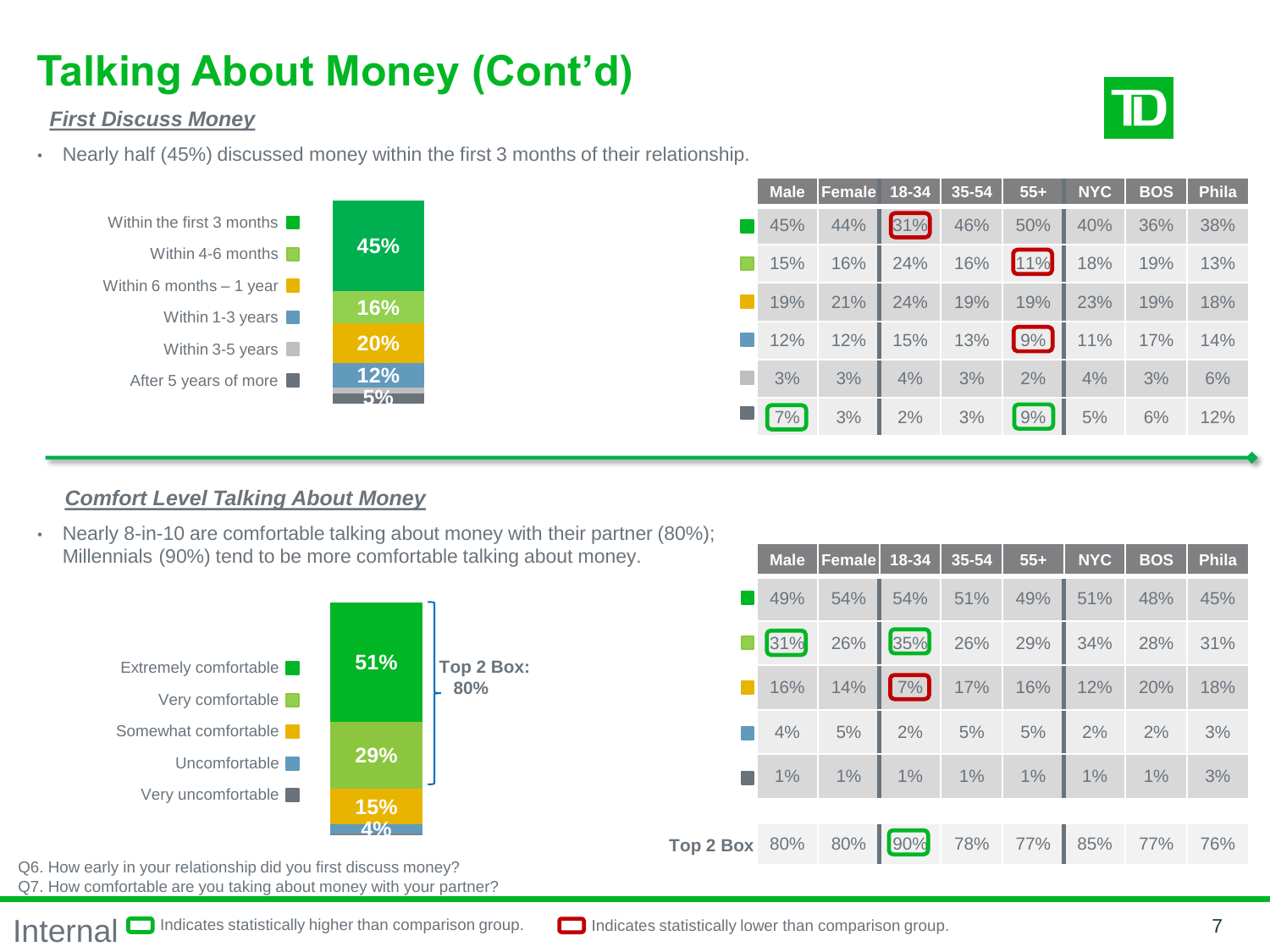# Talking About Money (Cont'd)

## *First Discuss Money*

- Nearly half (45%) discussed money within the first 3 months of their relationship.

Within the first 3 months
Within 4-6 months
Within 6 months – 1 year
Within 1-3 years
Within 3-5 years
After 5 years of more

45%
16%
20%
12%
5%

| | Male | Female | 18-34 | 35-54 | 55+ | NYC | BOS | Phila |
|---|---|---|---|---|---|---|---|---|
| Within the first 3 months | 45% | 44% | 31% | 46% | 50% | 40% | 36% | 38% |
| Within 4-6 months | 15% | 16% | 24% | 16% | 11% | 18% | 19% | 13% |
| Within 6 months – 1 year | 19% | 21% | 24% | 19% | 19% | 23% | 19% | 18% |
| Within 1-3 years | 12% | 12% | 15% | 13% | 9% | 11% | 17% | 14% |
| Within 3-5 years | 3% | 3% | 4% | 3% | 2% | 4% | 3% | 6% |
| After 5 years of more | 7% | 3% | 2% | 3% | 9% | 5% | 6% | 12% |

## *Comfort Level Talking About Money*

- Nearly 8-in-10 are comfortable talking about money with their partner (80%); Millennials (90%) tend to be more comfortable talking about money.

Extremely comfortable
Very comfortable
Somewhat comfortable
Uncomfortable
Very uncomfortable

51%
29%
15%
4%

Top 2 Box: 80%

| | Male | Female | 18-34 | 35-54 | 55+ | NYC | BOS | Phila |
|---|---|---|---|---|---|---|---|---|
| Extremely comfortable | 49% | 54% | 54% | 51% | 49% | 51% | 48% | 45% |
| Very comfortable | 31% | 26% | 35% | 26% | 29% | 34% | 28% | 31% |
| Somewhat comfortable | 16% | 14% | 7% | 17% | 16% | 12% | 20% | 18% |
| Uncomfortable | 4% | 5% | 2% | 5% | 5% | 2% | 2% | 3% |
| Very uncomfortable | 1% | 1% | 1% | 1% | 1% | 1% | 1% | 3% |
| Top 2 Box | 80% | 80% | 90% | 78% | 77% | 85% | 77% | 76% |

Q6. How early in your relationship did you first discuss money?
Q7. How comfortable are you taking about money with your partner?

Internal

Green box: Indicates statistically higher than comparison group. Red box: Indicates statistically lower than comparison group.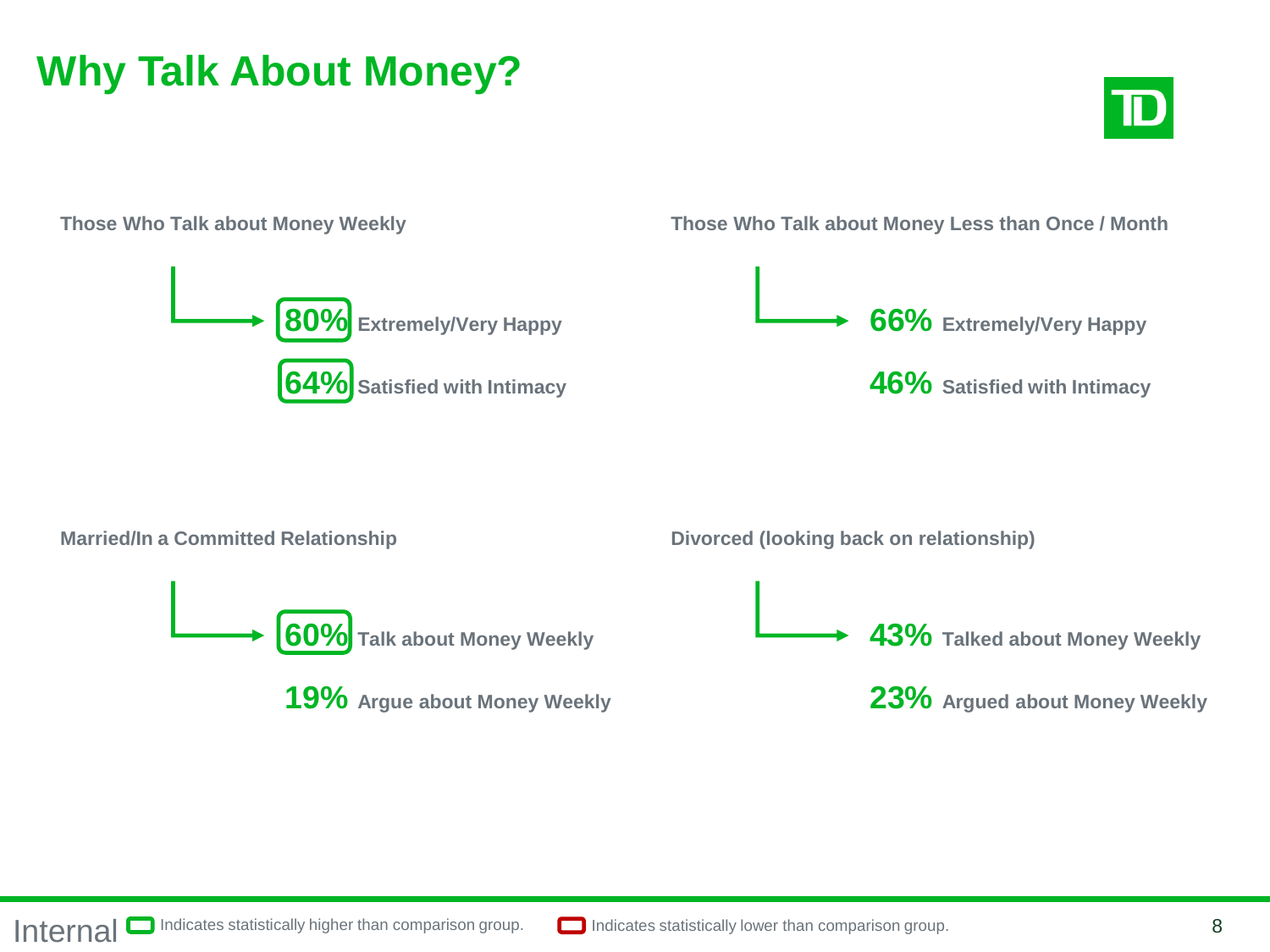# Why Talk About Money?

**Those Who Talk about Money Weekly**

- **80%** Extremely/Very Happy
- **64%** Satisfied with Intimacy

**Those Who Talk about Money Less than Once / Month**

- **66%** Extremely/Very Happy
- **46%** Satisfied with Intimacy

**Married/In a Committed Relationship**

- **60%** Talk about Money Weekly
- **19%** Argue about Money Weekly

**Divorced (looking back on relationship)**

- **43%** Talked about Money Weekly
- **23%** Argued about Money Weekly

Internal

Indicates statistically higher than comparison group. Indicates statistically lower than comparison group.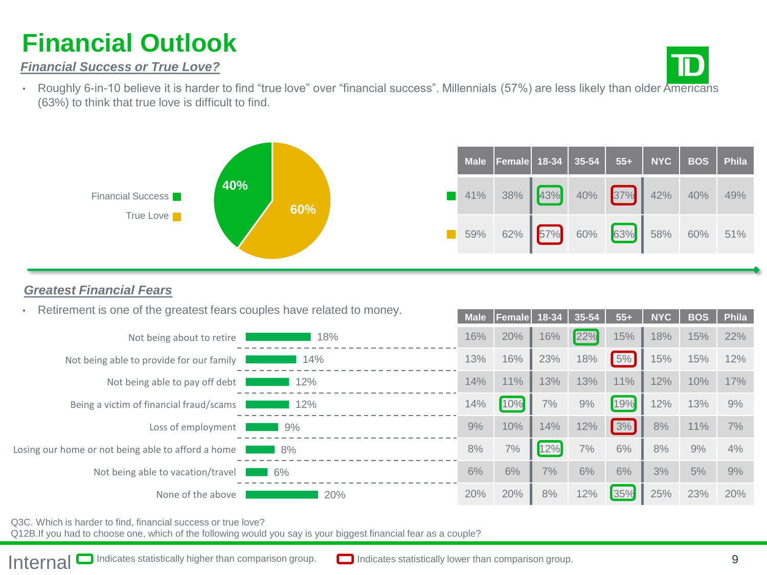# Financial Outlook

## *Financial Success or True Love?*

- Roughly 6-in-10 believe it is harder to find “true love” over “financial success”. Millennials (57%) are less likely than older Americans (63%) to think that true love is difficult to find.

Financial Success
True Love
40%
60%

| | Male | Female | 18-34 | 35-54 | 55+ | NYC | BOS | Phila |
|---|---|---|---|---|---|---|---|---|
| Financial Success | 41% | 38% | 43% | 40% | 37% | 42% | 40% | 49% |
| True Love | 59% | 62% | 57% | 60% | 63% | 58% | 60% | 51% |

## *Greatest Financial Fears*

- Retirement is one of the greatest fears couples have related to money.

Not being about to retire 18%
Not being able to provide for our family 14%
Not being able to pay off debt 12%
Being a victim of financial fraud/scams 12%
Loss of employment 9%
Losing our home or not being able to afford a home 8%
Not being able to vacation/travel 6%
None of the above 20%

| | Male | Female | 18-34 | 35-54 | 55+ | NYC | BOS | Phila |
|---|---|---|---|---|---|---|---|---|
| Not being about to retire | 16% | 20% | 16% | 22% | 15% | 18% | 15% | 22% |
| Not being able to provide for our family | 13% | 16% | 23% | 18% | 5% | 15% | 15% | 12% |
| Not being able to pay off debt | 14% | 11% | 13% | 13% | 11% | 12% | 10% | 17% |
| Being a victim of financial fraud/scams | 14% | 10% | 7% | 9% | 19% | 12% | 13% | 9% |
| Loss of employment | 9% | 10% | 14% | 12% | 3% | 8% | 11% | 7% |
| Losing our home or not being able to afford a home | 8% | 7% | 12% | 7% | 6% | 8% | 9% | 4% |
| Not being able to vacation/travel | 6% | 6% | 7% | 6% | 6% | 3% | 5% | 9% |
| None of the above | 20% | 20% | 8% | 12% | 35% | 25% | 23% | 20% |

Q3C. Which is harder to find, financial success or true love?
Q12B.If you had to choose one, which of the following would you say is your biggest financial fear as a couple?

Internal — Green box: Indicates statistically higher than comparison group. Red box: Indicates statistically lower than comparison group.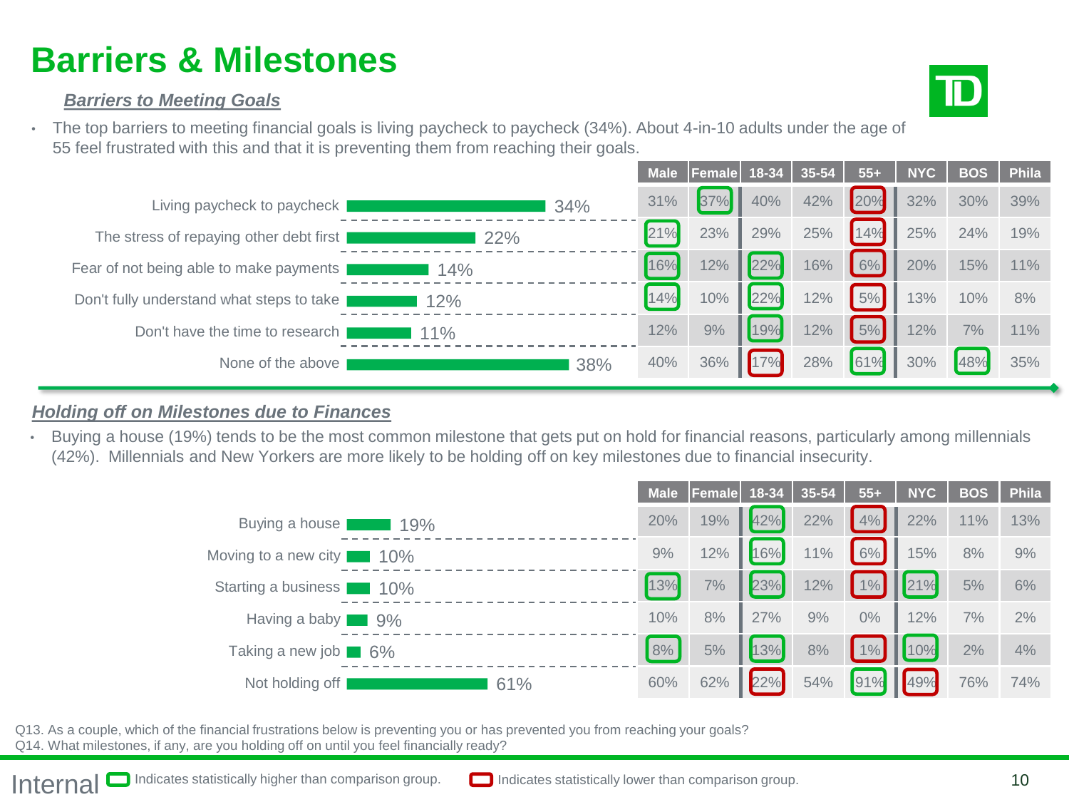# Barriers & Milestones

## *Barriers to Meeting Goals*

- The top barriers to meeting financial goals is living paycheck to paycheck (34%). About 4-in-10 adults under the age of 55 feel frustrated with this and that it is preventing them from reaching their goals.

| | Total | Male | Female | 18-34 | 35-54 | 55+ | NYC | BOS | Phila |
|---|---|---|---|---|---|---|---|---|---|
| Living paycheck to paycheck | 34% | 31% | 37% | 40% | 42% | 20% | 32% | 30% | 39% |
| The stress of repaying other debt first | 22% | 21% | 23% | 29% | 25% | 14% | 25% | 24% | 19% |
| Fear of not being able to make payments | 14% | 16% | 12% | 22% | 16% | 6% | 20% | 15% | 11% |
| Don't fully understand what steps to take | 12% | 14% | 10% | 22% | 12% | 5% | 13% | 10% | 8% |
| Don't have the time to research | 11% | 12% | 9% | 19% | 12% | 5% | 12% | 7% | 11% |
| None of the above | 38% | 40% | 36% | 17% | 28% | 61% | 30% | 48% | 35% |

## *Holding off on Milestones due to Finances*

- Buying a house (19%) tends to be the most common milestone that gets put on hold for financial reasons, particularly among millennials (42%). Millennials and New Yorkers are more likely to be holding off on key milestones due to financial insecurity.

| | Total | Male | Female | 18-34 | 35-54 | 55+ | NYC | BOS | Phila |
|---|---|---|---|---|---|---|---|---|---|
| Buying a house | 19% | 20% | 19% | 42% | 22% | 4% | 22% | 11% | 13% |
| Moving to a new city | 10% | 9% | 12% | 16% | 11% | 6% | 15% | 8% | 9% |
| Starting a business | 10% | 13% | 7% | 23% | 12% | 1% | 21% | 5% | 6% |
| Having a baby | 9% | 10% | 8% | 27% | 9% | 0% | 12% | 7% | 2% |
| Taking a new job | 6% | 8% | 5% | 13% | 8% | 1% | 10% | 2% | 4% |
| Not holding off | 61% | 60% | 62% | 22% | 54% | 91% | 49% | 76% | 74% |

Q13. As a couple, which of the financial frustrations below is preventing you or has prevented you from reaching your goals?
Q14. What milestones, if any, are you holding off on until you feel financially ready?

Indicates statistically higher than comparison group. Indicates statistically lower than comparison group.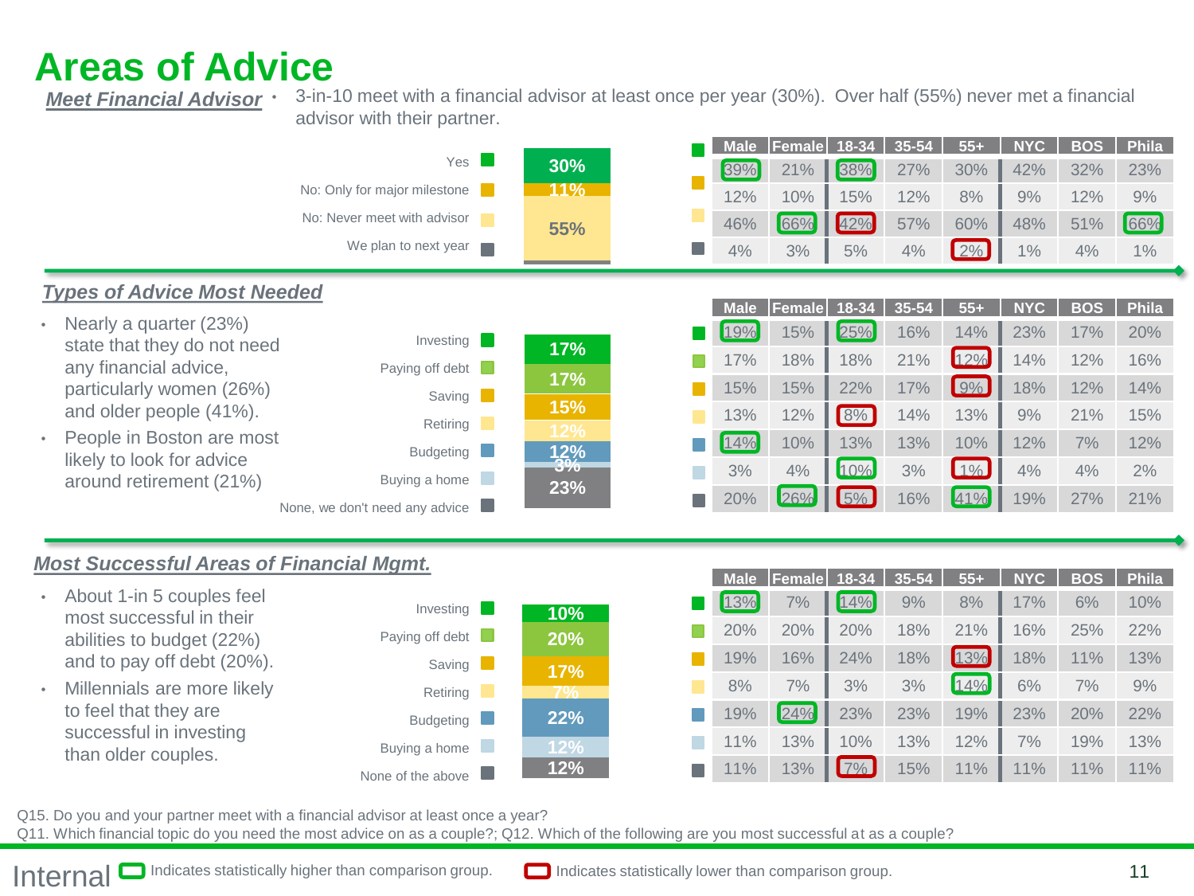# Areas of Advice

## Meet Financial Advisor

- 3-in-10 meet with a financial advisor at least once per year (30%). Over half (55%) never met a financial advisor with their partner.

Yes
No: Only for major milestone
No: Never meet with advisor
We plan to next year

30%
11%
55%

| | Male | Female | 18-34 | 35-54 | 55+ | NYC | BOS | Phila |
|---|---|---|---|---|---|---|---|---|
| Yes | 39% | 21% | 38% | 27% | 30% | 42% | 32% | 23% |
| No: Only for major milestone | 12% | 10% | 15% | 12% | 8% | 9% | 12% | 9% |
| No: Never meet with advisor | 46% | 66% | 42% | 57% | 60% | 48% | 51% | 66% |
| We plan to next year | 4% | 3% | 5% | 4% | 2% | 1% | 4% | 1% |

## Types of Advice Most Needed

- Nearly a quarter (23%) state that they do not need any financial advice, particularly women (26%) and older people (41%).
- People in Boston are most likely to look for advice around retirement (21%)

Investing
Paying off debt
Saving
Retiring
Budgeting
Buying a home
None, we don't need any advice

17%
17%
15%
12%
12%
3%
23%

| | Male | Female | 18-34 | 35-54 | 55+ | NYC | BOS | Phila |
|---|---|---|---|---|---|---|---|---|
| Investing | 19% | 15% | 25% | 16% | 14% | 23% | 17% | 20% |
| Paying off debt | 17% | 18% | 18% | 21% | 12% | 14% | 12% | 16% |
| Saving | 15% | 15% | 22% | 17% | 9% | 18% | 12% | 14% |
| Retiring | 13% | 12% | 8% | 14% | 13% | 9% | 21% | 15% |
| Budgeting | 14% | 10% | 13% | 13% | 10% | 12% | 7% | 12% |
| Buying a home | 3% | 4% | 10% | 3% | 1% | 4% | 4% | 2% |
| None, we don't need any advice | 20% | 26% | 5% | 16% | 41% | 19% | 27% | 21% |

## Most Successful Areas of Financial Mgmt.

- About 1-in 5 couples feel most successful in their abilities to budget (22%) and to pay off debt (20%).
- Millennials are more likely to feel that they are successful in investing than older couples.

Investing
Paying off debt
Saving
Retiring
Budgeting
Buying a home
None of the above

10%
20%
17%
7%
22%
12%
12%

| | Male | Female | 18-34 | 35-54 | 55+ | NYC | BOS | Phila |
|---|---|---|---|---|---|---|---|---|
| Investing | 13% | 7% | 14% | 9% | 8% | 17% | 6% | 10% |
| Paying off debt | 20% | 20% | 20% | 18% | 21% | 16% | 25% | 22% |
| Saving | 19% | 16% | 24% | 18% | 13% | 18% | 11% | 13% |
| Retiring | 8% | 7% | 3% | 3% | 14% | 6% | 7% | 9% |
| Budgeting | 19% | 24% | 23% | 23% | 19% | 23% | 20% | 22% |
| Buying a home | 11% | 13% | 10% | 13% | 12% | 7% | 19% | 13% |
| None of the above | 11% | 13% | 7% | 15% | 11% | 11% | 11% | 11% |

Q15. Do you and your partner meet with a financial advisor at least once a year?
Q11. Which financial topic do you need the most advice on as a couple?; Q12. Which of the following are you most successful at as a couple?

Internal

Indicates statistically higher than comparison group. Indicates statistically lower than comparison group.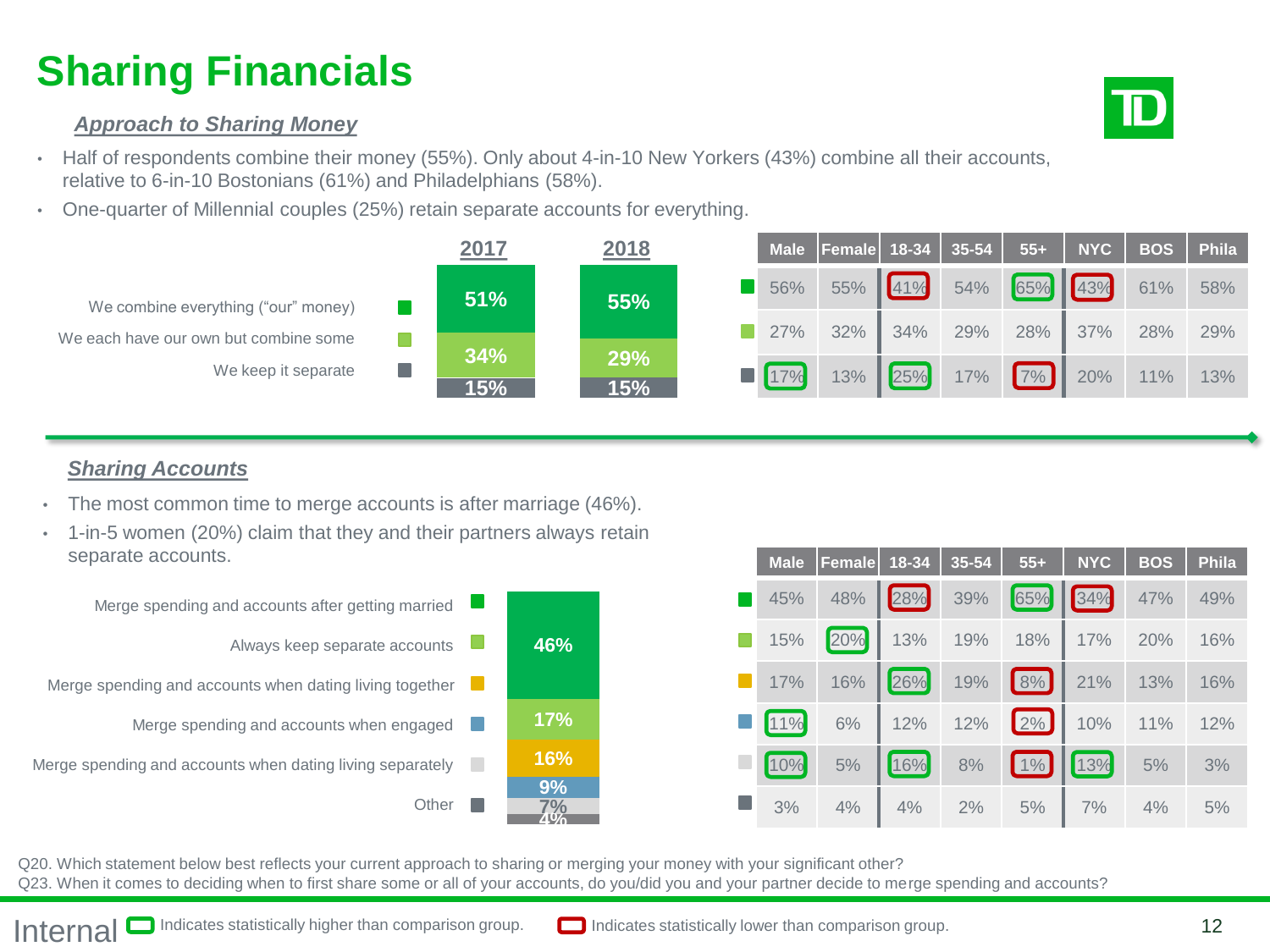# Sharing Financials

## *Approach to Sharing Money*

- Half of respondents combine their money (55%). Only about 4-in-10 New Yorkers (43%) combine all their accounts, relative to 6-in-10 Bostonians (61%) and Philadelphians (58%).
- One-quarter of Millennial couples (25%) retain separate accounts for everything.

2017
2018

We combine everything ("our" money)
We each have our own but combine some
We keep it separate

51%
34%
15%

55%
29%
15%

| | Male | Female | 18-34 | 35-54 | 55+ | NYC | BOS | Phila |
|---|---|---|---|---|---|---|---|---|
| We combine everything ("our" money) | 56% | 55% | 41% | 54% | 65% | 43% | 61% | 58% |
| We each have our own but combine some | 27% | 32% | 34% | 29% | 28% | 37% | 28% | 29% |
| We keep it separate | 17% | 13% | 25% | 17% | 7% | 20% | 11% | 13% |

## *Sharing Accounts*

- The most common time to merge accounts is after marriage (46%).
- 1-in-5 women (20%) claim that they and their partners always retain separate accounts.

Merge spending and accounts after getting married
Always keep separate accounts
Merge spending and accounts when dating living together
Merge spending and accounts when engaged
Merge spending and accounts when dating living separately
Other

46%
17%
16%
9%
7%
4%

| | Male | Female | 18-34 | 35-54 | 55+ | NYC | BOS | Phila |
|---|---|---|---|---|---|---|---|---|
| Merge spending and accounts after getting married | 45% | 48% | 28% | 39% | 65% | 34% | 47% | 49% |
| Always keep separate accounts | 15% | 20% | 13% | 19% | 18% | 17% | 20% | 16% |
| Merge spending and accounts when dating living together | 17% | 16% | 26% | 19% | 8% | 21% | 13% | 16% |
| Merge spending and accounts when engaged | 11% | 6% | 12% | 12% | 2% | 10% | 11% | 12% |
| Merge spending and accounts when dating living separately | 10% | 5% | 16% | 8% | 1% | 13% | 5% | 3% |
| Other | 3% | 4% | 4% | 2% | 5% | 7% | 4% | 5% |

Q20. Which statement below best reflects your current approach to sharing or merging your money with your significant other?
Q23. When it comes to deciding when to first share some or all of your accounts, do you/did you and your partner decide to merge spending and accounts?

Internal

Indicates statistically higher than comparison group. (green outline: Male 17% keep separate; 18-34 25% keep separate; 55+ 65% combine everything; Female 20% always keep separate; 18-34 26% dating living together; Male 11% when engaged; Male 10%, 18-34 16%, NYC 13% dating living separately; 55+ 65% after getting married)

Indicates statistically lower than comparison group. (red outline: 18-34 41% and NYC 43% combine everything; 55+ 7% keep separate; 18-34 28% and NYC 34% after getting married; 55+ 8% dating living together; 55+ 2% when engaged; 55+ 1% dating living separately)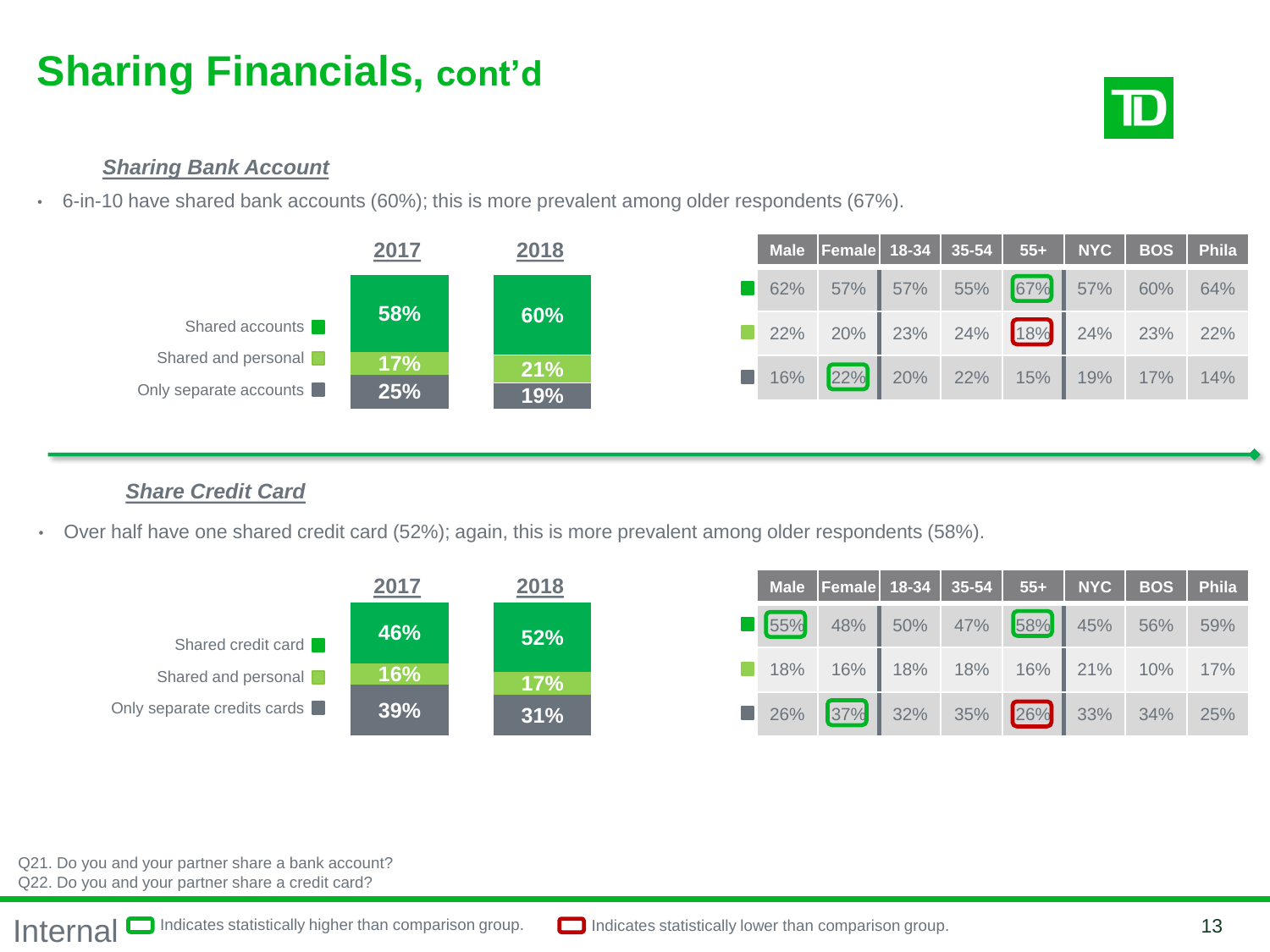# Sharing Financials, cont'd

## *Sharing Bank Account*

- 6-in-10 have shared bank accounts (60%); this is more prevalent among older respondents (67%).

2017
2018
Shared accounts: 58% | 60%
Shared and personal: 17% | 21%
Only separate accounts: 25% | 19%

| | Male | Female | 18-34 | 35-54 | 55+ | NYC | BOS | Phila |
|---|---|---|---|---|---|---|---|---|
| Shared accounts | 62% | 57% | 57% | 55% | 67% | 57% | 60% | 64% |
| Shared and personal | 22% | 20% | 23% | 24% | 18% | 24% | 23% | 22% |
| Only separate accounts | 16% | 22% | 20% | 22% | 15% | 19% | 17% | 14% |

## *Share Credit Card*

- Over half have one shared credit card (52%); again, this is more prevalent among older respondents (58%).

2017
2018
Shared credit card: 46% | 52%
Shared and personal: 16% | 17%
Only separate credits cards: 39% | 31%

| | Male | Female | 18-34 | 35-54 | 55+ | NYC | BOS | Phila |
|---|---|---|---|---|---|---|---|---|
| Shared credit card | 55% | 48% | 50% | 47% | 58% | 45% | 56% | 59% |
| Shared and personal | 18% | 16% | 18% | 18% | 16% | 21% | 10% | 17% |
| Only separate credits cards | 26% | 37% | 32% | 35% | 26% | 33% | 34% | 25% |

Q21. Do you and your partner share a bank account?
Q22. Do you and your partner share a credit card?

Internal — Green box: Indicates statistically higher than comparison group. Red box: Indicates statistically lower than comparison group.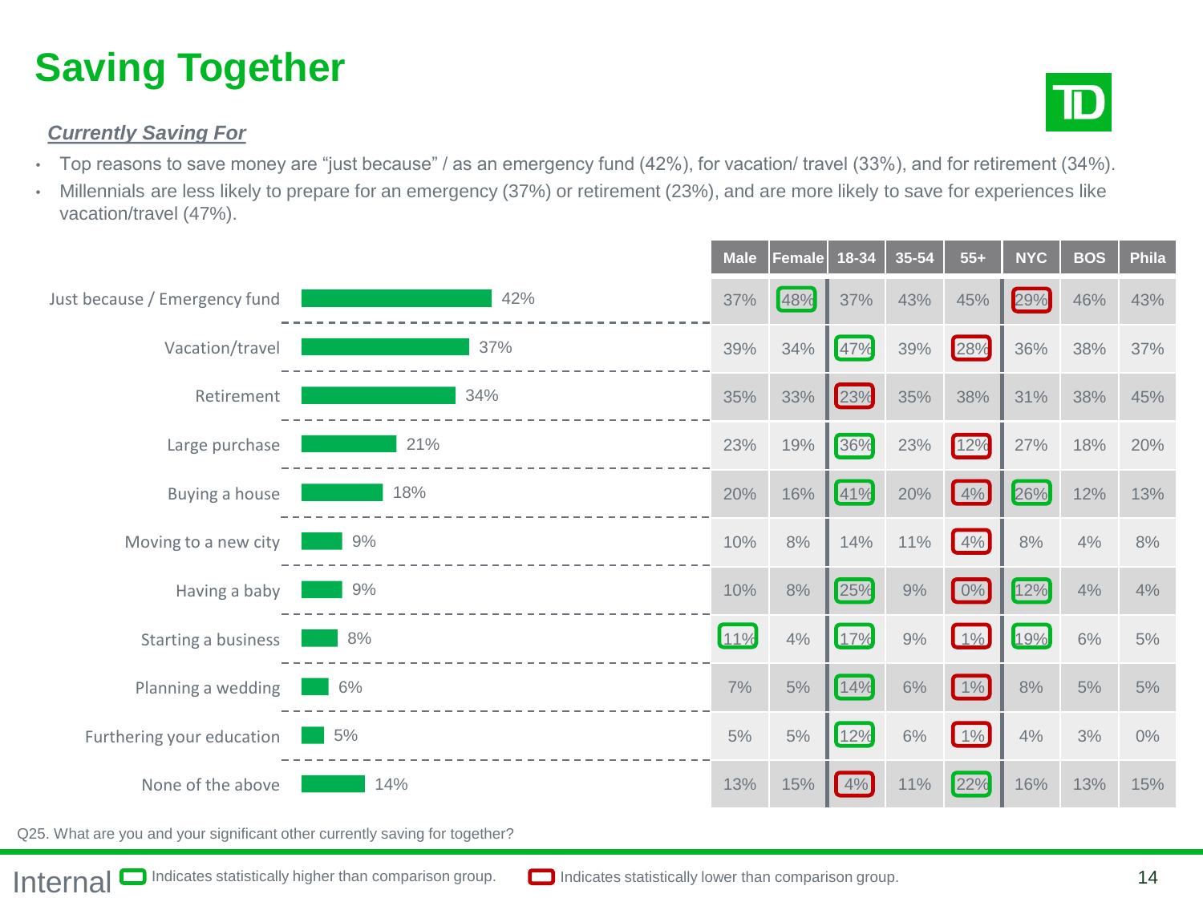# Saving Together

## *Currently Saving For*

- Top reasons to save money are "just because" / as an emergency fund (42%), for vacation/ travel (33%), and for retirement (34%).
- Millennials are less likely to prepare for an emergency (37%) or retirement (23%), and are more likely to save for experiences like vacation/travel (47%).

Just because / Emergency fund 42%
Vacation/travel 37%
Retirement 34%
Large purchase 21%
Buying a house 18%
Moving to a new city 9%
Having a baby 9%
Starting a business 8%
Planning a wedding 6%
Furthering your education 5%
None of the above 14%

| | Male | Female | 18-34 | 35-54 | 55+ | NYC | BOS | Phila |
|---|---|---|---|---|---|---|---|---|
| Just because / Emergency fund | 37% | 48% | 37% | 43% | 45% | 29% | 46% | 43% |
| Vacation/travel | 39% | 34% | 47% | 39% | 28% | 36% | 38% | 37% |
| Retirement | 35% | 33% | 23% | 35% | 38% | 31% | 38% | 45% |
| Large purchase | 23% | 19% | 36% | 23% | 12% | 27% | 18% | 20% |
| Buying a house | 20% | 16% | 41% | 20% | 4% | 26% | 12% | 13% |
| Moving to a new city | 10% | 8% | 14% | 11% | 4% | 8% | 4% | 8% |
| Having a baby | 10% | 8% | 25% | 9% | 0% | 12% | 4% | 4% |
| Starting a business | 11% | 4% | 17% | 9% | 1% | 19% | 6% | 5% |
| Planning a wedding | 7% | 5% | 14% | 6% | 1% | 8% | 5% | 5% |
| Furthering your education | 5% | 5% | 12% | 6% | 1% | 4% | 3% | 0% |
| None of the above | 13% | 15% | 4% | 11% | 22% | 16% | 13% | 15% |

Q25. What are you and your significant other currently saving for together?

Indicates statistically higher than comparison group. Indicates statistically lower than comparison group.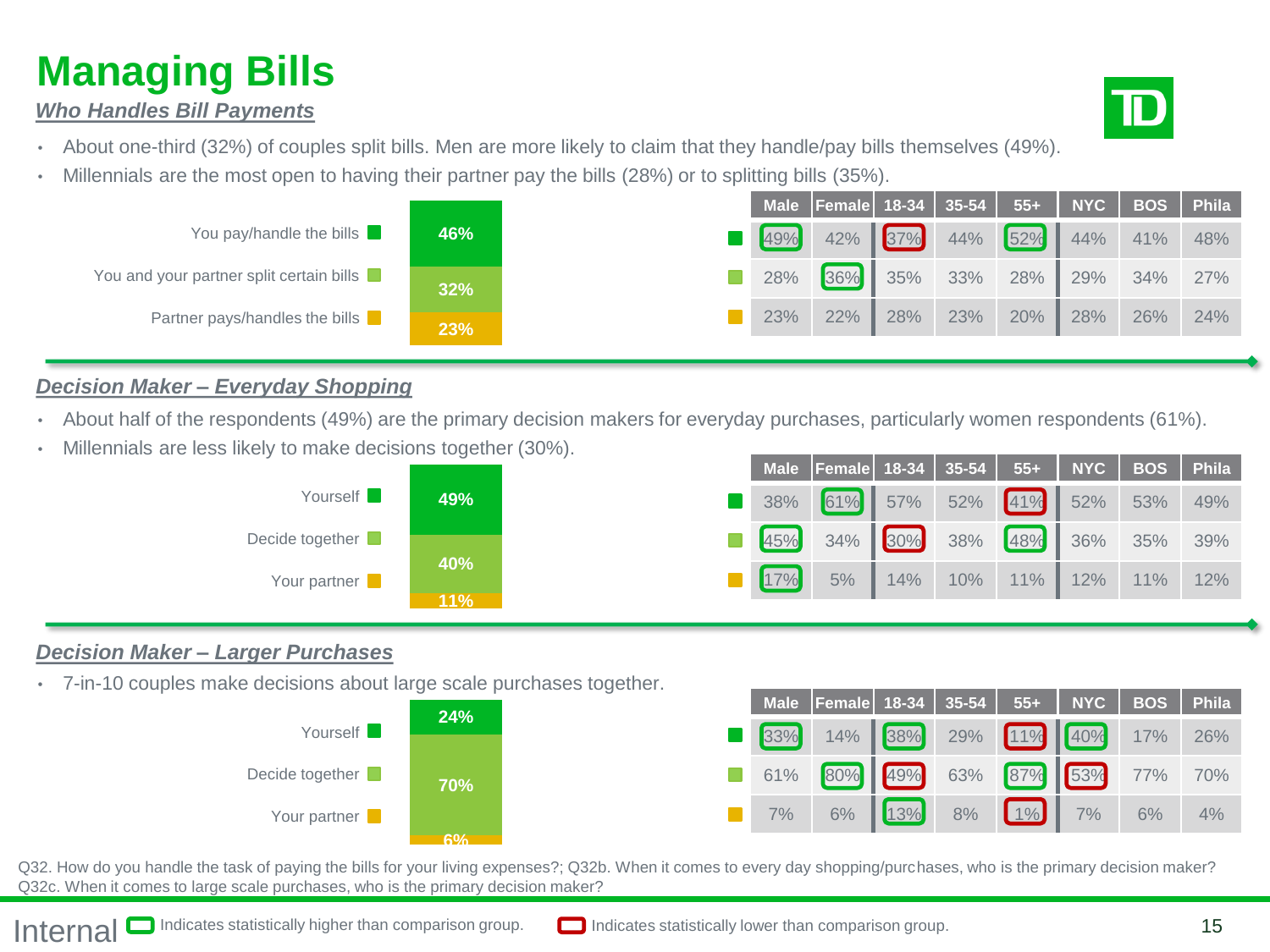# Managing Bills

## *Who Handles Bill Payments*

- About one-third (32%) of couples split bills. Men are more likely to claim that they handle/pay bills themselves (49%).
- Millennials are the most open to having their partner pay the bills (28%) or to splitting bills (35%).

You pay/handle the bills 46%
You and your partner split certain bills 32%
Partner pays/handles the bills 23%

| | Male | Female | 18-34 | 35-54 | 55+ | NYC | BOS | Phila |
|---|---|---|---|---|---|---|---|---|
| You pay/handle the bills | 49% | 42% | 37% | 44% | 52% | 44% | 41% | 48% |
| You and your partner split certain bills | 28% | 36% | 35% | 33% | 28% | 29% | 34% | 27% |
| Partner pays/handles the bills | 23% | 22% | 28% | 23% | 20% | 28% | 26% | 24% |

## *Decision Maker – Everyday Shopping*

- About half of the respondents (49%) are the primary decision makers for everyday purchases, particularly women respondents (61%).
- Millennials are less likely to make decisions together (30%).

Yourself 49%
Decide together 40%
Your partner 11%

| | Male | Female | 18-34 | 35-54 | 55+ | NYC | BOS | Phila |
|---|---|---|---|---|---|---|---|---|
| Yourself | 38% | 61% | 57% | 52% | 41% | 52% | 53% | 49% |
| Decide together | 45% | 34% | 30% | 38% | 48% | 36% | 35% | 39% |
| Your partner | 17% | 5% | 14% | 10% | 11% | 12% | 11% | 12% |

## *Decision Maker – Larger Purchases*

- 7-in-10 couples make decisions about large scale purchases together.

Yourself 24%
Decide together 70%
Your partner 6%

| | Male | Female | 18-34 | 35-54 | 55+ | NYC | BOS | Phila |
|---|---|---|---|---|---|---|---|---|
| Yourself | 33% | 14% | 38% | 29% | 11% | 40% | 17% | 26% |
| Decide together | 61% | 80% | 49% | 63% | 87% | 53% | 77% | 70% |
| Your partner | 7% | 6% | 13% | 8% | 1% | 7% | 6% | 4% |

Q32. How do you handle the task of paying the bills for your living expenses?; Q32b. When it comes to every day shopping/purchases, who is the primary decision maker? Q32c. When it comes to large scale purchases, who is the primary decision maker?

Internal — Indicates statistically higher than comparison group. — Indicates statistically lower than comparison group.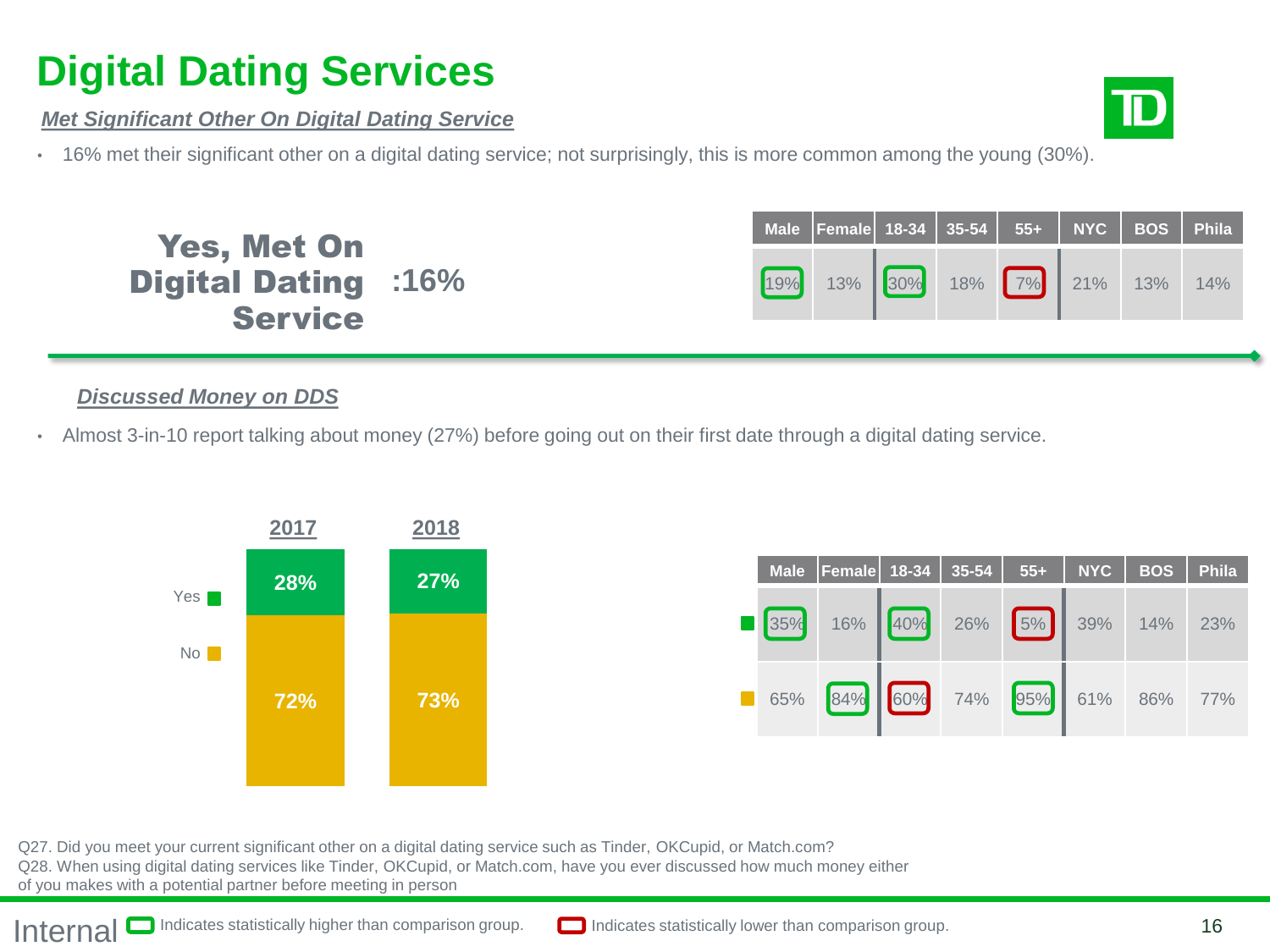# Digital Dating Services

***Met Significant Other On Digital Dating Service***

- 16% met their significant other on a digital dating service; not surprisingly, this is more common among the young (30%).

**Yes, Met On Digital Dating Service :16%**

| Male | Female | 18-34 | 35-54 | 55+ | NYC | BOS | Phila |
|---|---|---|---|---|---|---|---|
| 19% | 13% | 30% | 18% | 7% | 21% | 13% | 14% |

***Discussed Money on DDS***

- Almost 3-in-10 report talking about money (27%) before going out on their first date through a digital dating service.

2017
2018
Yes
No
28%
72%
27%
73%

| | Male | Female | 18-34 | 35-54 | 55+ | NYC | BOS | Phila |
|---|---|---|---|---|---|---|---|---|
| Yes | 35% | 16% | 40% | 26% | 5% | 39% | 14% | 23% |
| No | 65% | 84% | 60% | 74% | 95% | 61% | 86% | 77% |

Q27. Did you meet your current significant other on a digital dating service such as Tinder, OKCupid, or Match.com?
Q28. When using digital dating services like Tinder, OKCupid, or Match.com, have you ever discussed how much money either of you makes with a potential partner before meeting in person

Internal — Green box: Indicates statistically higher than comparison group. Red box: Indicates statistically lower than comparison group.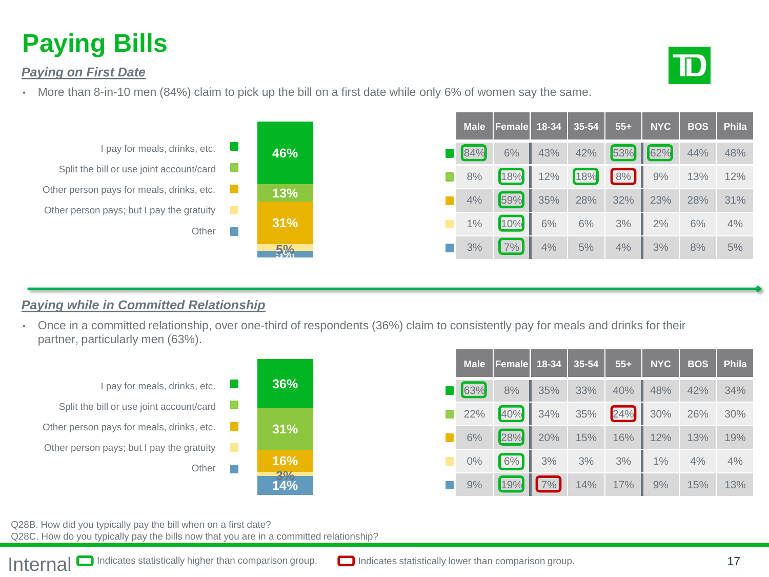# Paying Bills

## *Paying on First Date*

- More than 8-in-10 men (84%) claim to pick up the bill on a first date while only 6% of women say the same.

I pay for meals, drinks, etc.
Split the bill or use joint account/card
Other person pays for meals, drinks, etc.
Other person pays; but I pay the gratuity
Other

46%
13%
31%
5%
5%

| | Male | Female | 18-34 | 35-54 | 55+ | NYC | BOS | Phila |
|---|---|---|---|---|---|---|---|---|
| I pay for meals, drinks, etc. | 84% | 6% | 43% | 42% | 53% | 62% | 44% | 48% |
| Split the bill or use joint account/card | 8% | 18% | 12% | 18% | 8% | 9% | 13% | 12% |
| Other person pays for meals, drinks, etc. | 4% | 59% | 35% | 28% | 32% | 23% | 28% | 31% |
| Other person pays; but I pay the gratuity | 1% | 10% | 6% | 6% | 3% | 2% | 6% | 4% |
| Other | 3% | 7% | 4% | 5% | 4% | 3% | 8% | 5% |

## *Paying while in Committed Relationship*

- Once in a committed relationship, over one-third of respondents (36%) claim to consistently pay for meals and drinks for their partner, particularly men (63%).

I pay for meals, drinks, etc.
Split the bill or use joint account/card
Other person pays for meals, drinks, etc.
Other person pays; but I pay the gratuity
Other

36%
31%
16%
3%
14%

| | Male | Female | 18-34 | 35-54 | 55+ | NYC | BOS | Phila |
|---|---|---|---|---|---|---|---|---|
| I pay for meals, drinks, etc. | 63% | 8% | 35% | 33% | 40% | 48% | 42% | 34% |
| Split the bill or use joint account/card | 22% | 40% | 34% | 35% | 24% | 30% | 26% | 30% |
| Other person pays for meals, drinks, etc. | 6% | 28% | 20% | 15% | 16% | 12% | 13% | 19% |
| Other person pays; but I pay the gratuity | 0% | 6% | 3% | 3% | 3% | 1% | 4% | 4% |
| Other | 9% | 19% | 7% | 14% | 17% | 9% | 15% | 13% |

Q28B. How did you typically pay the bill when on a first date?
Q28C. How do you typically pay the bills now that you are in a committed relationship?

Internal

Indicates statistically higher than comparison group. Indicates statistically lower than comparison group.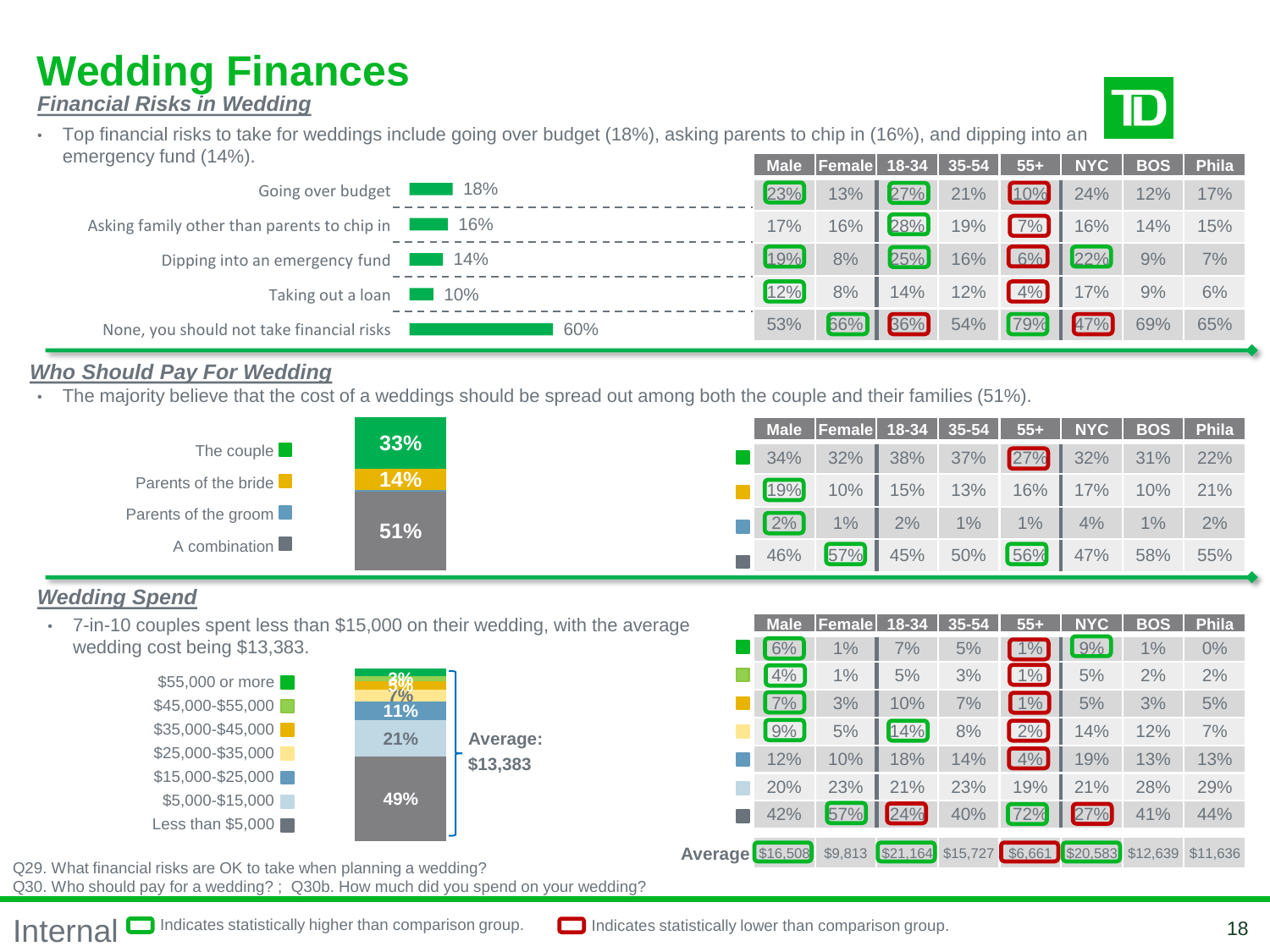# Wedding Finances

## *Financial Risks in Wedding*

- Top financial risks to take for weddings include going over budget (18%), asking parents to chip in (16%), and dipping into an emergency fund (14%).

| | Total | Male | Female | 18-34 | 35-54 | 55+ | NYC | BOS | Phila |
|---|---|---|---|---|---|---|---|---|---|
| Going over budget | 18% | 23% | 13% | 27% | 21% | 10% | 24% | 12% | 17% |
| Asking family other than parents to chip in | 16% | 17% | 16% | 28% | 19% | 7% | 16% | 14% | 15% |
| Dipping into an emergency fund | 14% | 19% | 8% | 25% | 16% | 6% | 22% | 9% | 7% |
| Taking out a loan | 10% | 12% | 8% | 14% | 12% | 4% | 17% | 9% | 6% |
| None, you should not take financial risks | 60% | 53% | 66% | 36% | 54% | 79% | 47% | 69% | 65% |

## *Who Should Pay For Wedding*

- The majority believe that the cost of a weddings should be spread out among both the couple and their families (51%).

| | Total | Male | Female | 18-34 | 35-54 | 55+ | NYC | BOS | Phila |
|---|---|---|---|---|---|---|---|---|---|
| The couple | 33% | 34% | 32% | 38% | 37% | 27% | 32% | 31% | 22% |
| Parents of the bride | 14% | 19% | 10% | 15% | 13% | 16% | 17% | 10% | 21% |
| Parents of the groom | | 2% | 1% | 2% | 1% | 1% | 4% | 1% | 2% |
| A combination | 51% | 46% | 57% | 45% | 50% | 56% | 47% | 58% | 55% |

## *Wedding Spend*

- 7-in-10 couples spent less than $15,000 on their wedding, with the average wedding cost being $13,383.

| | Total | Male | Female | 18-34 | 35-54 | 55+ | NYC | BOS | Phila |
|---|---|---|---|---|---|---|---|---|---|
| $55,000 or more | 3% | 6% | 1% | 7% | 5% | 1% | 9% | 1% | 0% |
| $45,000-$55,000 | 3% | 4% | 1% | 5% | 3% | 1% | 5% | 2% | 2% |
| $35,000-$45,000 | 5% | 7% | 3% | 10% | 7% | 1% | 5% | 3% | 5% |
| $25,000-$35,000 | 7% | 9% | 5% | 14% | 8% | 2% | 14% | 12% | 7% |
| $15,000-$25,000 | 11% | 12% | 10% | 18% | 14% | 4% | 19% | 13% | 13% |
| $5,000-$15,000 | 21% | 20% | 23% | 21% | 23% | 19% | 21% | 28% | 29% |
| Less than $5,000 | 49% | 42% | 57% | 24% | 40% | 72% | 27% | 41% | 44% |
| Average | $13,383 | $16,508 | $9,813 | $21,164 | $15,727 | $6,661 | $20,583 | $12,639 | $11,636 |

Q29. What financial risks are OK to take when planning a wedding?
Q30. Who should pay for a wedding? ; Q30b. How much did you spend on your wedding?

Internal — Green box: Indicates statistically higher than comparison group. Red box: Indicates statistically lower than comparison group.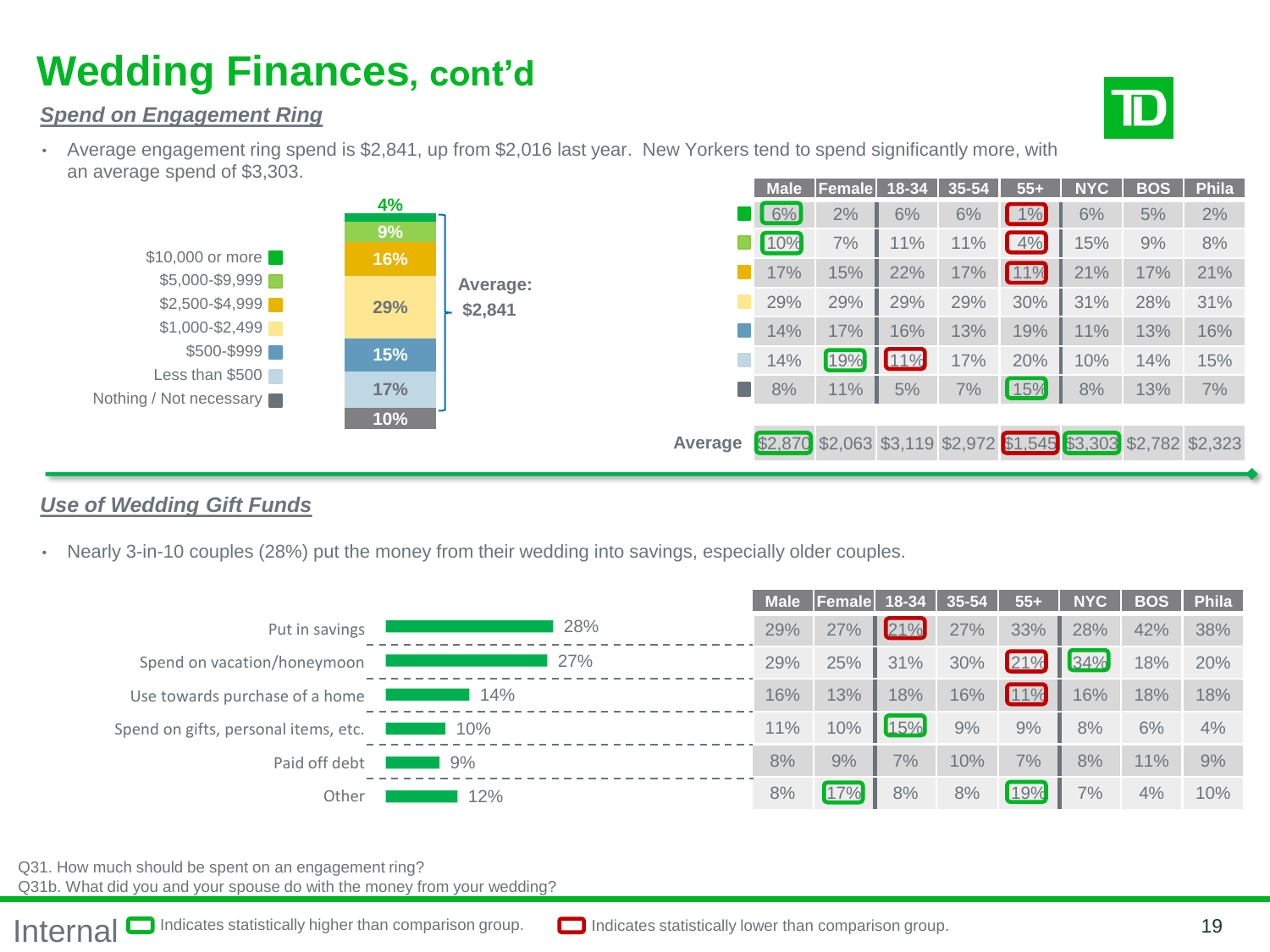# Wedding Finances, cont'd

## Spend on Engagement Ring

- Average engagement ring spend is $2,841, up from $2,016 last year. New Yorkers tend to spend significantly more, with an average spend of $3,303.

| | Total | Male | Female | 18-34 | 35-54 | 55+ | NYC | BOS | Phila |
|---|---|---|---|---|---|---|---|---|---|
| $10,000 or more | 4% | 6% | 2% | 6% | 6% | 1% | 6% | 5% | 2% |
| $5,000-$9,999 | 9% | 10% | 7% | 11% | 11% | 4% | 15% | 9% | 8% |
| $2,500-$4,999 | 16% | 17% | 15% | 22% | 17% | 11% | 21% | 17% | 21% |
| $1,000-$2,499 | 29% | 29% | 29% | 29% | 29% | 30% | 31% | 28% | 31% |
| $500-$999 | 15% | 14% | 17% | 16% | 13% | 19% | 11% | 13% | 16% |
| Less than $500 | 17% | 14% | 19% | 11% | 17% | 20% | 10% | 14% | 15% |
| Nothing / Not necessary | 10% | 8% | 11% | 5% | 7% | 15% | 8% | 13% | 7% |
| Average | $2,841 | $2,870 | $2,063 | $3,119 | $2,972 | $1,545 | $3,303 | $2,782 | $2,323 |

Statistically higher than comparison group: Male 6%, Male 10%, Female 19%, 55+ 15%, Male $2,870, NYC $3,303. Statistically lower than comparison group: 55+ 1%, 55+ 4%, 55+ 11%, 18-34 11%, 55+ $1,545.

## Use of Wedding Gift Funds

- Nearly 3-in-10 couples (28%) put the money from their wedding into savings, especially older couples.

| | Total | Male | Female | 18-34 | 35-54 | 55+ | NYC | BOS | Phila |
|---|---|---|---|---|---|---|---|---|---|
| Put in savings | 28% | 29% | 27% | 21% | 27% | 33% | 28% | 42% | 38% |
| Spend on vacation/honeymoon | 27% | 29% | 25% | 31% | 30% | 21% | 34% | 18% | 20% |
| Use towards purchase of a home | 14% | 16% | 13% | 18% | 16% | 11% | 16% | 18% | 18% |
| Spend on gifts, personal items, etc. | 10% | 11% | 10% | 15% | 9% | 9% | 8% | 6% | 4% |
| Paid off debt | 9% | 8% | 9% | 7% | 10% | 7% | 8% | 11% | 9% |
| Other | 12% | 8% | 17% | 8% | 8% | 19% | 7% | 4% | 10% |

Statistically higher than comparison group: NYC 34%, 18-34 15%, Female 17%, 55+ 19%. Statistically lower than comparison group: 18-34 21%, 55+ 21%, 55+ 11%.

Q31. How much should be spent on an engagement ring?
Q31b. What did you and your spouse do with the money from your wedding?

Internal — Green box: Indicates statistically higher than comparison group. Red box: Indicates statistically lower than comparison group.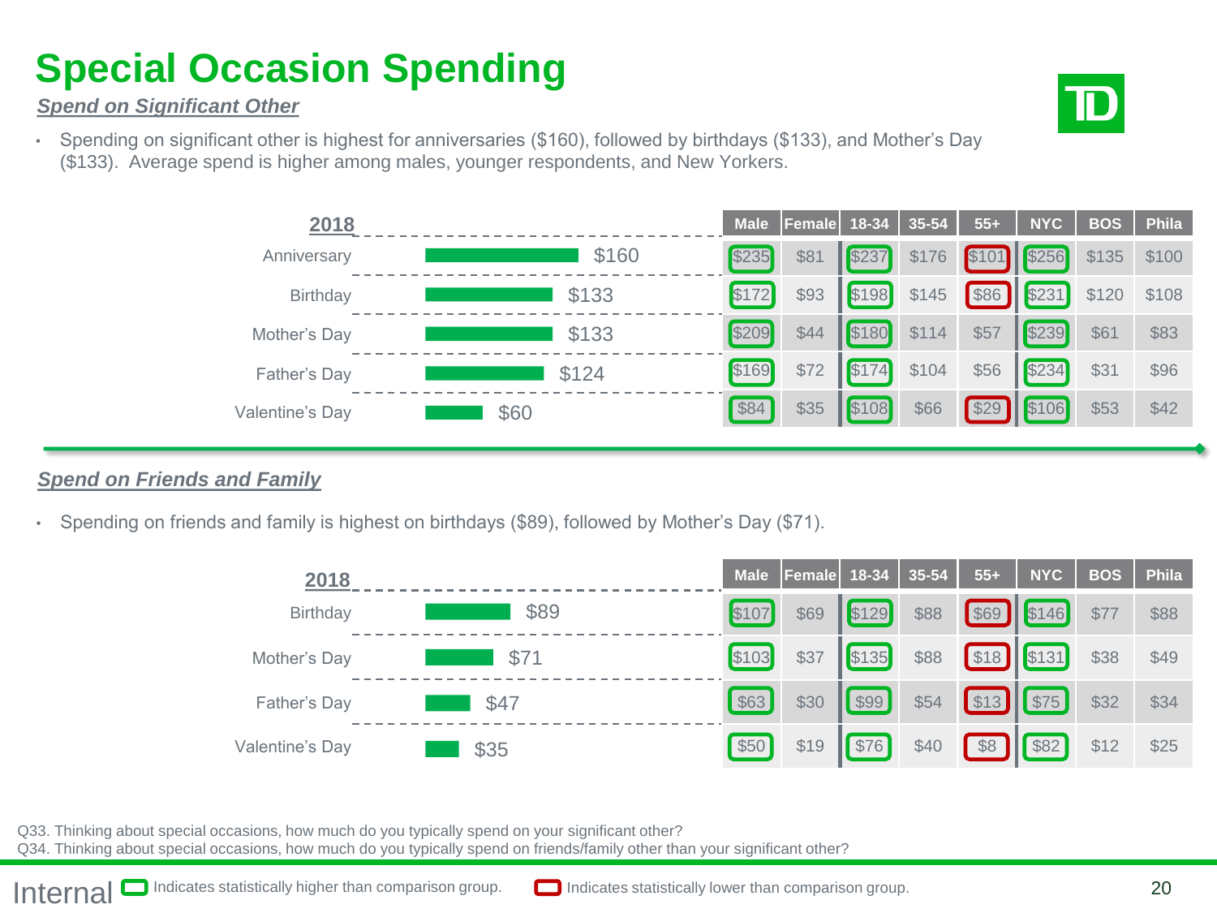# Special Occasion Spending

## Spend on Significant Other

- Spending on significant other is highest for anniversaries ($160), followed by birthdays ($133), and Mother's Day ($133). Average spend is higher among males, younger respondents, and New Yorkers.

| 2018 | | Male | Female | 18-34 | 35-54 | 55+ | NYC | BOS | Phila |
|---|---|---|---|---|---|---|---|---|---|
| Anniversary | $160 | $235 | $81 | $237 | $176 | $101 | $256 | $135 | $100 |
| Birthday | $133 | $172 | $93 | $198 | $145 | $86 | $231 | $120 | $108 |
| Mother's Day | $133 | $209 | $44 | $180 | $114 | $57 | $239 | $61 | $83 |
| Father's Day | $124 | $169 | $72 | $174 | $104 | $56 | $234 | $31 | $96 |
| Valentine's Day | $60 | $84 | $35 | $108 | $66 | $29 | $106 | $53 | $42 |

## Spend on Friends and Family

- Spending on friends and family is highest on birthdays ($89), followed by Mother's Day ($71).

| 2018 | | Male | Female | 18-34 | 35-54 | 55+ | NYC | BOS | Phila |
|---|---|---|---|---|---|---|---|---|---|
| Birthday | $89 | $107 | $69 | $129 | $88 | $69 | $146 | $77 | $88 |
| Mother's Day | $71 | $103 | $37 | $135 | $88 | $18 | $131 | $38 | $49 |
| Father's Day | $47 | $63 | $30 | $99 | $54 | $13 | $75 | $32 | $34 |
| Valentine's Day | $35 | $50 | $19 | $76 | $40 | $8 | $82 | $12 | $25 |

Q33. Thinking about special occasions, how much do you typically spend on your significant other?
Q34. Thinking about special occasions, how much do you typically spend on friends/family other than your significant other?

Internal — Green box: Indicates statistically higher than comparison group. Red box: Indicates statistically lower than comparison group.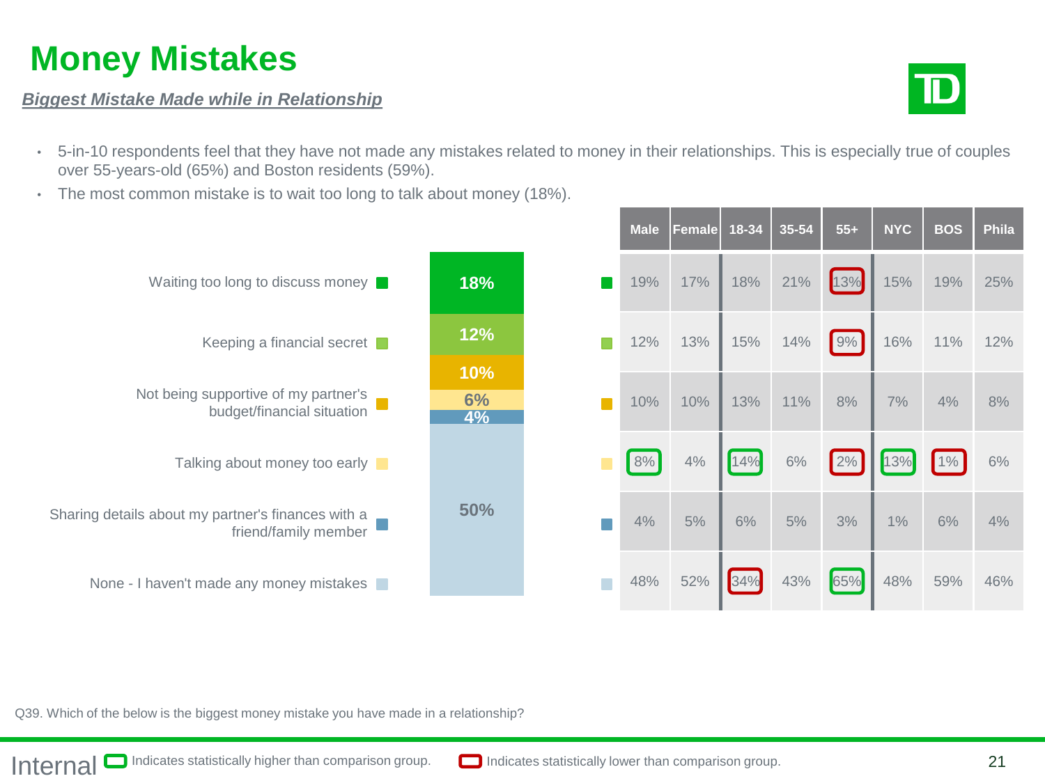# Money Mistakes

***Biggest Mistake Made while in Relationship***

- 5-in-10 respondents feel that they have not made any mistakes related to money in their relationships. This is especially true of couples over 55-years-old (65%) and Boston residents (59%).
- The most common mistake is to wait too long to talk about money (18%).

Waiting too long to discuss money
Keeping a financial secret
Not being supportive of my partner's budget/financial situation
Talking about money too early
Sharing details about my partner's finances with a friend/family member
None - I haven't made any money mistakes

18%
12%
10%
6%
4%
50%

| | Male | Female | 18-34 | 35-54 | 55+ | NYC | BOS | Phila |
|---|---|---|---|---|---|---|---|---|
| Waiting too long to discuss money | 19% | 17% | 18% | 21% | 13% | 15% | 19% | 25% |
| Keeping a financial secret | 12% | 13% | 15% | 14% | 9% | 16% | 11% | 12% |
| Not being supportive of my partner's budget/financial situation | 10% | 10% | 13% | 11% | 8% | 7% | 4% | 8% |
| Talking about money too early | 8% | 4% | 14% | 6% | 2% | 13% | 1% | 6% |
| Sharing details about my partner's finances with a friend/family member | 4% | 5% | 6% | 5% | 3% | 1% | 6% | 4% |
| None - I haven't made any money mistakes | 48% | 52% | 34% | 43% | 65% | 48% | 59% | 46% |

Statistically higher than comparison group: Male 8% (Talking about money too early), 18-34 14% (Talking about money too early), NYC 13% (Talking about money too early), 55+ 65% (None).
Statistically lower than comparison group: 55+ 13% (Waiting too long), 55+ 9% (Keeping a financial secret), 55+ 2% (Talking about money too early), BOS 1% (Talking about money too early), 18-34 34% (None).

Q39. Which of the below is the biggest money mistake you have made in a relationship?

Internal — Indicates statistically higher than comparison group. Indicates statistically lower than comparison group.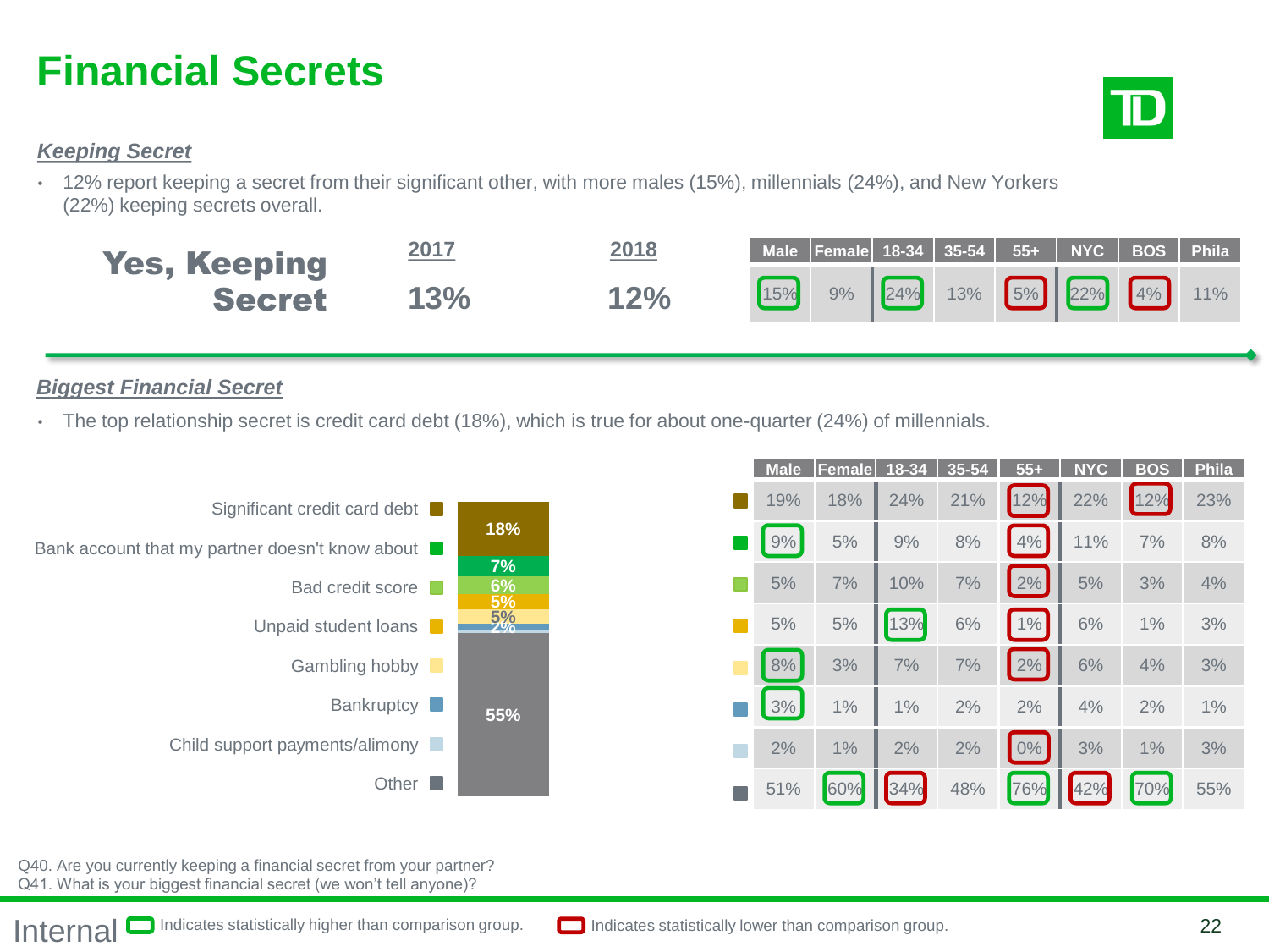# Financial Secrets

### *Keeping Secret*

- 12% report keeping a secret from their significant other, with more males (15%), millennials (24%), and New Yorkers (22%) keeping secrets overall.

| | 2017 | 2018 | Male | Female | 18-34 | 35-54 | 55+ | NYC | BOS | Phila |
|---|---|---|---|---|---|---|---|---|---|---|
| Yes, Keeping Secret | 13% | 12% | 15% | 9% | 24% | 13% | 5% | 22% | 4% | 11% |

### *Biggest Financial Secret*

- The top relationship secret is credit card debt (18%), which is true for about one-quarter (24%) of millennials.

Significant credit card debt
Bank account that my partner doesn't know about
Bad credit score
Unpaid student loans
Gambling hobby
Bankruptcy
Child support payments/alimony
Other

18%
7%
6%
5%
5%
2%
55%

| | Male | Female | 18-34 | 35-54 | 55+ | NYC | BOS | Phila |
|---|---|---|---|---|---|---|---|---|
| Significant credit card debt | 19% | 18% | 24% | 21% | 12% | 22% | 12% | 23% |
| Bank account that my partner doesn't know about | 9% | 5% | 9% | 8% | 4% | 11% | 7% | 8% |
| Bad credit score | 5% | 7% | 10% | 7% | 2% | 5% | 3% | 4% |
| Unpaid student loans | 5% | 5% | 13% | 6% | 1% | 6% | 1% | 3% |
| Gambling hobby | 8% | 3% | 7% | 7% | 2% | 6% | 4% | 3% |
| Bankruptcy | 3% | 1% | 1% | 2% | 2% | 4% | 2% | 1% |
| Child support payments/alimony | 2% | 1% | 2% | 2% | 0% | 3% | 1% | 3% |
| Other | 51% | 60% | 34% | 48% | 76% | 42% | 70% | 55% |

Q40. Are you currently keeping a financial secret from your partner?
Q41. What is your biggest financial secret (we won't tell anyone)?

Internal  Indicates statistically higher than comparison group.  Indicates statistically lower than comparison group.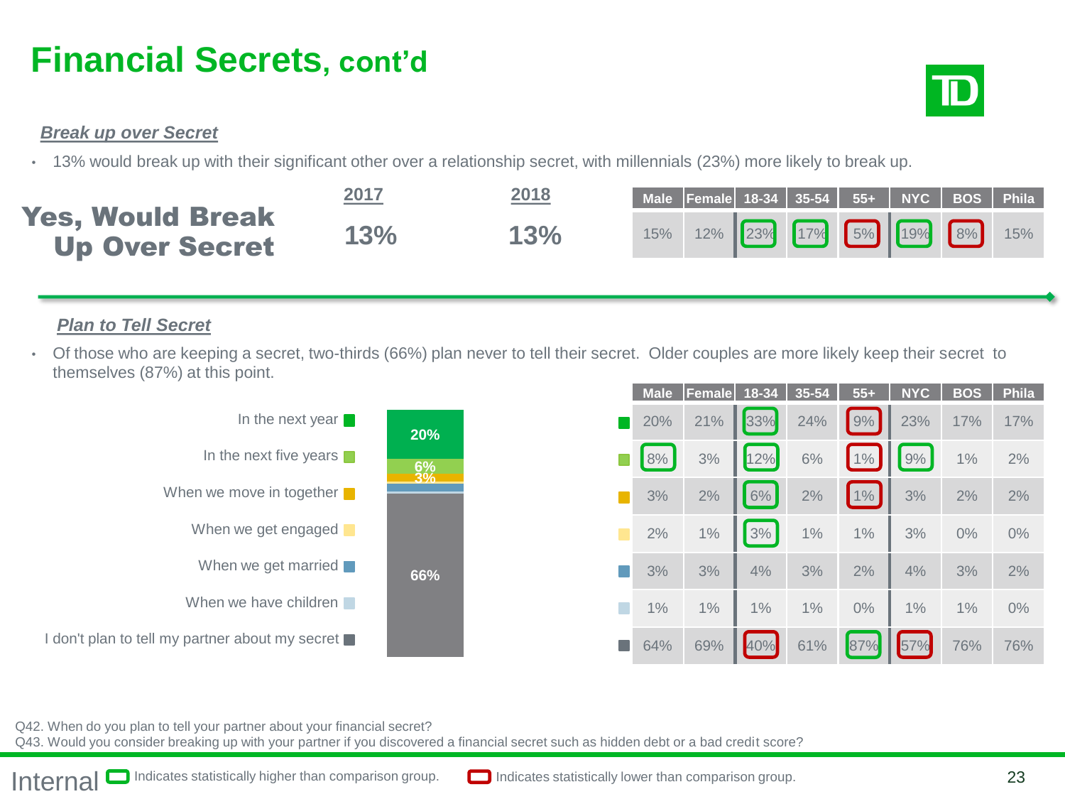# Financial Secrets, cont'd

## *Break up over Secret*

- 13% would break up with their significant other over a relationship secret, with millennials (23%) more likely to break up.

| | 2017 | 2018 |
|---|---|---|
| Yes, Would Break Up Over Secret | 13% | 13% |

| Male | Female | 18-34 | 35-54 | 55+ | NYC | BOS | Phila |
|---|---|---|---|---|---|---|---|
| 15% | 12% | 23% | 17% | 5% | 19% | 8% | 15% |

## *Plan to Tell Secret*

- Of those who are keeping a secret, two-thirds (66%) plan never to tell their secret. Older couples are more likely keep their secret to themselves (87%) at this point.

In the next year
In the next five years
When we move in together
When we get engaged
When we get married
When we have children
I don't plan to tell my partner about my secret

20%
6%
3%
66%

| | Male | Female | 18-34 | 35-54 | 55+ | NYC | BOS | Phila |
|---|---|---|---|---|---|---|---|---|
| In the next year | 20% | 21% | 33% | 24% | 9% | 23% | 17% | 17% |
| In the next five years | 8% | 3% | 12% | 6% | 1% | 9% | 1% | 2% |
| When we move in together | 3% | 2% | 6% | 2% | 1% | 3% | 2% | 2% |
| When we get engaged | 2% | 1% | 3% | 1% | 1% | 3% | 0% | 0% |
| When we get married | 3% | 3% | 4% | 3% | 2% | 4% | 3% | 2% |
| When we have children | 1% | 1% | 1% | 1% | 0% | 1% | 1% | 0% |
| I don't plan to tell my partner about my secret | 64% | 69% | 40% | 61% | 87% | 57% | 76% | 76% |

Q42. When do you plan to tell your partner about your financial secret?
Q43. Would you consider breaking up with your partner if you discovered a financial secret such as hidden debt or a bad credit score?

Internal
Green box: Indicates statistically higher than comparison group. Red box: Indicates statistically lower than comparison group.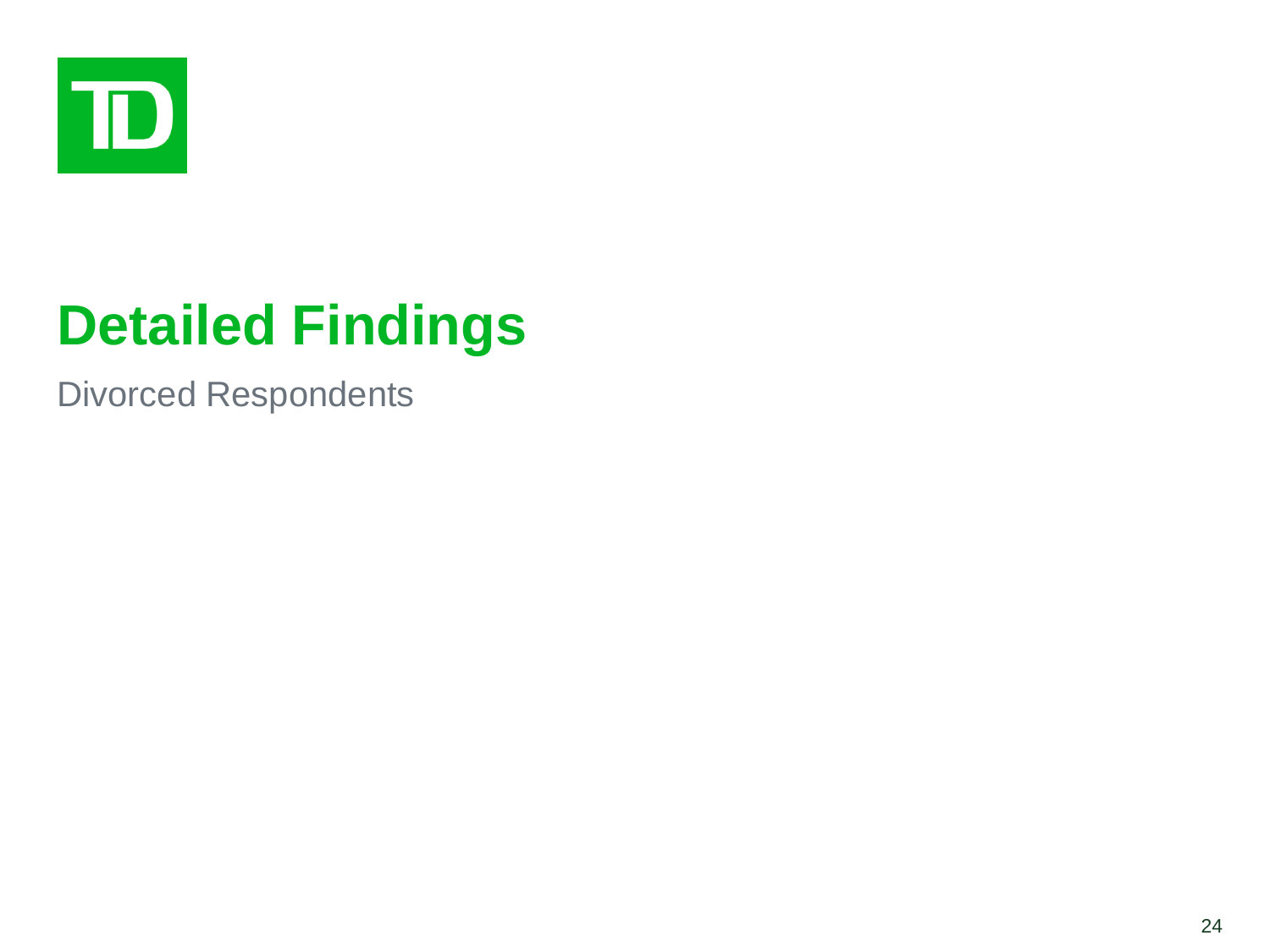# Detailed Findings

Divorced Respondents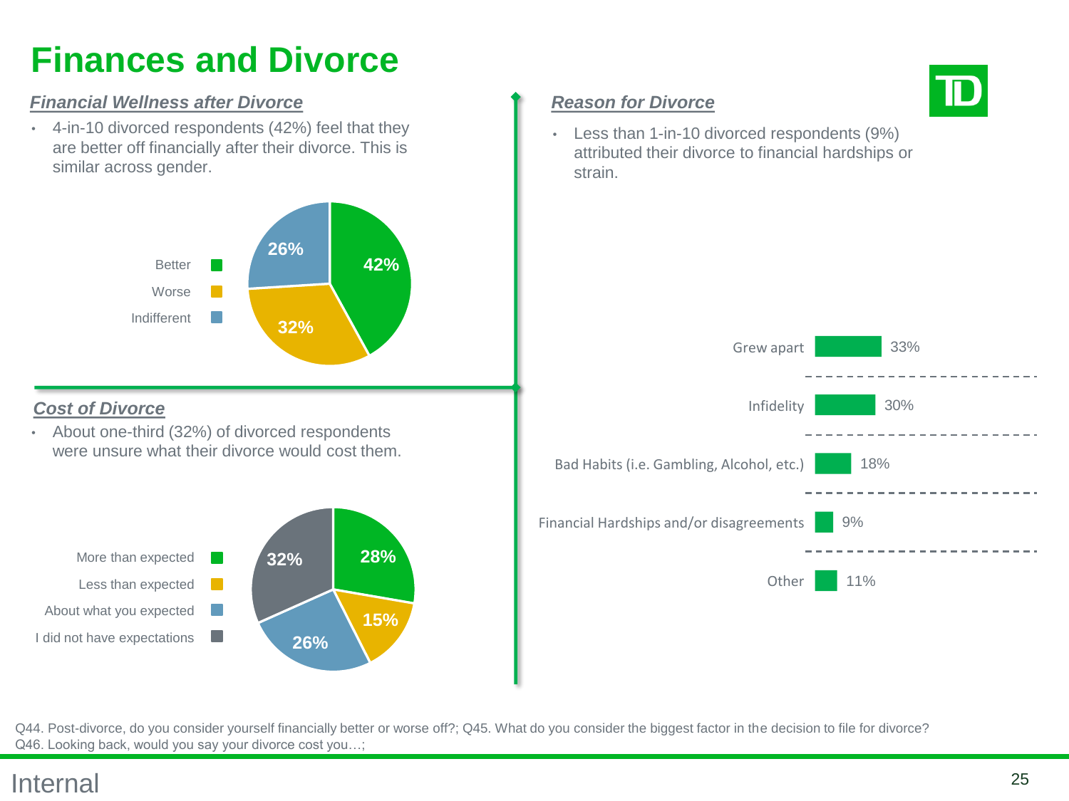# Finances and Divorce

### *Financial Wellness after Divorce*

- 4-in-10 divorced respondents (42%) feel that they are better off financially after their divorce. This is similar across gender.

Better
Worse
Indifferent
42%
32%
26%

### *Cost of Divorce*

- About one-third (32%) of divorced respondents were unsure what their divorce would cost them.

More than expected
Less than expected
About what you expected
I did not have expectations
28%
15%
26%
32%

### *Reason for Divorce*

- Less than 1-in-10 divorced respondents (9%) attributed their divorce to financial hardships or strain.

Grew apart 33%
Infidelity 30%
Bad Habits (i.e. Gambling, Alcohol, etc.) 18%
Financial Hardships and/or disagreements 9%
Other 11%

Q44. Post-divorce, do you consider yourself financially better or worse off?; Q45. What do you consider the biggest factor in the decision to file for divorce? Q46. Looking back, would you say your divorce cost you…;

Internal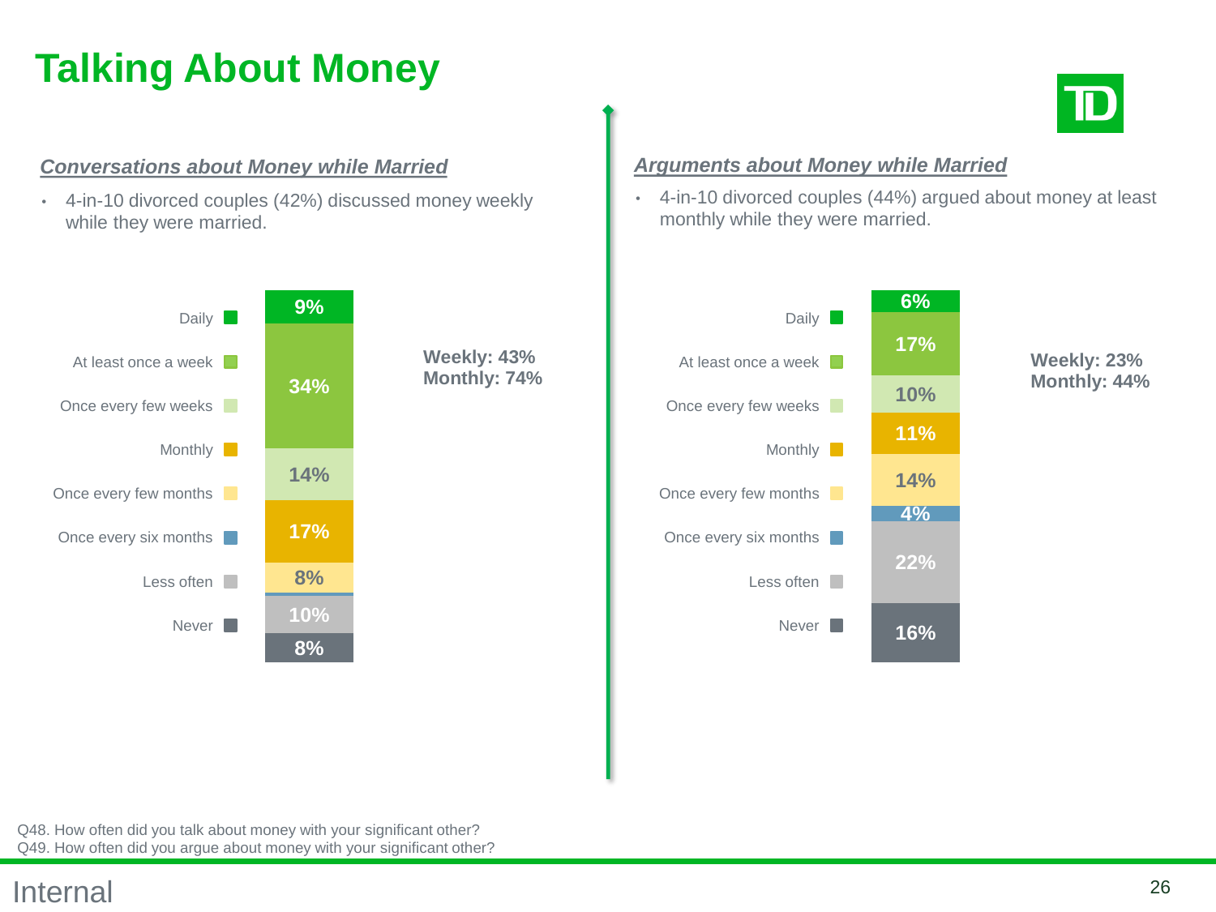# Talking About Money

## *Conversations about Money while Married*

- 4-in-10 divorced couples (42%) discussed money weekly while they were married.

Daily
At least once a week
Once every few weeks
Monthly
Once every few months
Once every six months
Less often
Never

9%
34%
14%
17%
8%
10%
8%

Weekly: 43%
Monthly: 74%

## *Arguments about Money while Married*

- 4-in-10 divorced couples (44%) argued about money at least monthly while they were married.

Daily
At least once a week
Once every few weeks
Monthly
Once every few months
Once every six months
Less often
Never

6%
17%
10%
11%
14%
4%
22%
16%

Weekly: 23%
Monthly: 44%

Q48. How often did you talk about money with your significant other?
Q49. How often did you argue about money with your significant other?

Internal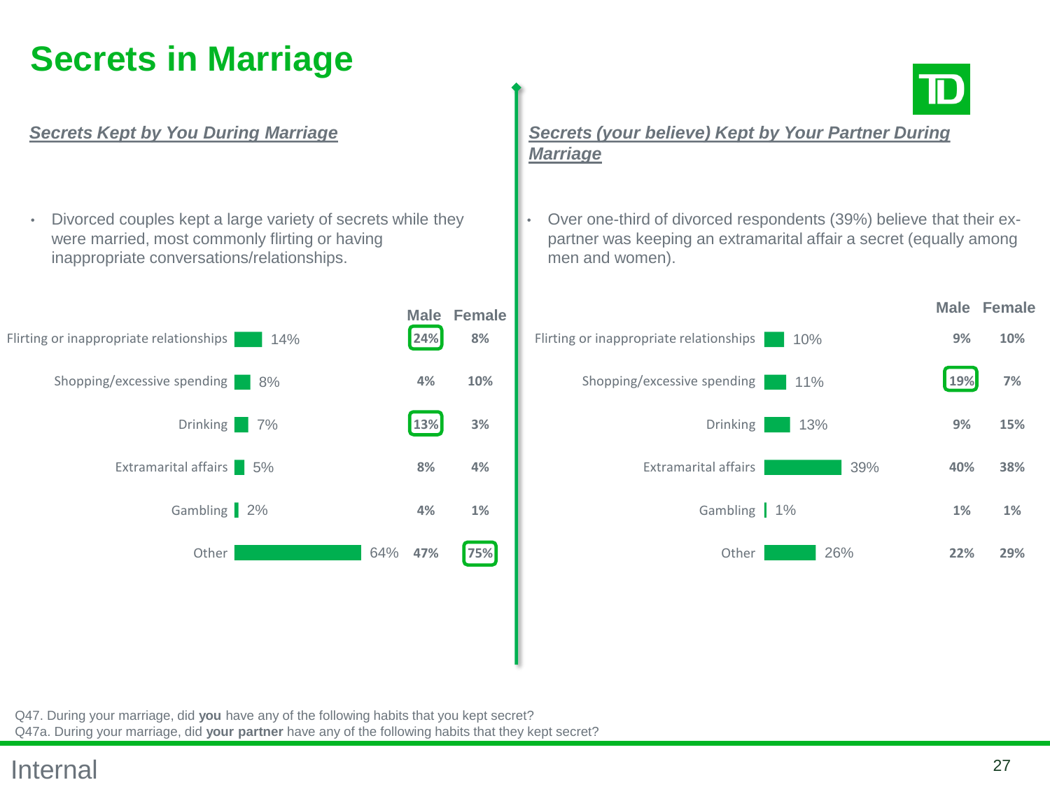# Secrets in Marriage

## *Secrets Kept by You During Marriage*

- Divorced couples kept a large variety of secrets while they were married, most commonly flirting or having inappropriate conversations/relationships.

Male Female

Flirting or inappropriate relationships 14% 24% 8%

Shopping/excessive spending 8% 4% 10%

Drinking 7% 13% 3%

Extramarital affairs 5% 8% 4%

Gambling 2% 4% 1%

Other 64% 47% 75%

## *Secrets (your believe) Kept by Your Partner During Marriage*

- Over one-third of divorced respondents (39%) believe that their ex-partner was keeping an extramarital affair a secret (equally among men and women).

Male Female

Flirting or inappropriate relationships 10% 9% 10%

Shopping/excessive spending 11% 19% 7%

Drinking 13% 9% 15%

Extramarital affairs 39% 40% 38%

Gambling 1% 1% 1%

Other 26% 22% 29%

Q47. During your marriage, did **you** have any of the following habits that you kept secret?
Q47a. During your marriage, did **your partner** have any of the following habits that they kept secret?